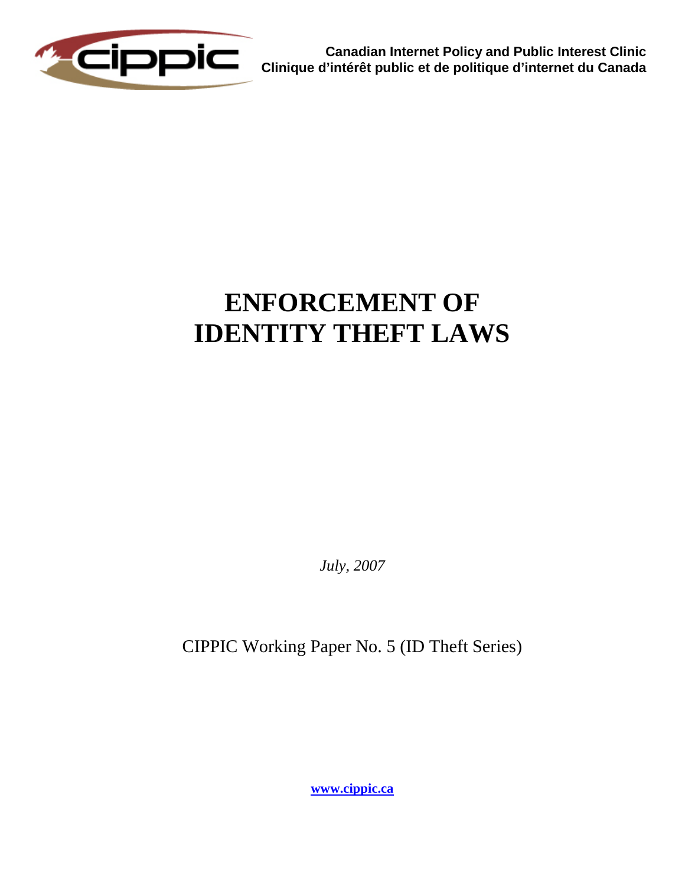cippic

**Canadian Internet Policy and Public Interest Clinic**
**Clinique d'intérêt public et de politique d'internet du Canada**

# ENFORCEMENT OF IDENTITY THEFT LAWS

*July, 2007*

CIPPIC Working Paper No. 5 (ID Theft Series)

**www.cippic.ca**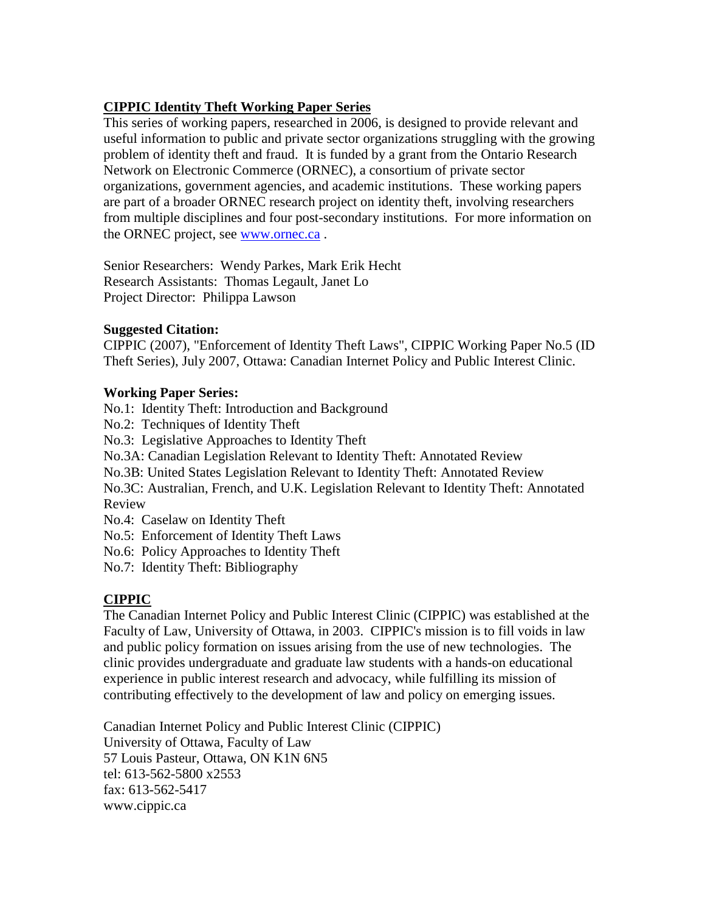## CIPPIC Identity Theft Working Paper Series

This series of working papers, researched in 2006, is designed to provide relevant and useful information to public and private sector organizations struggling with the growing problem of identity theft and fraud. It is funded by a grant from the Ontario Research Network on Electronic Commerce (ORNEC), a consortium of private sector organizations, government agencies, and academic institutions. These working papers are part of a broader ORNEC research project on identity theft, involving researchers from multiple disciplines and four post-secondary institutions. For more information on the ORNEC project, see [www.ornec.ca](http://www.ornec.ca) .

Senior Researchers: Wendy Parkes, Mark Erik Hecht
Research Assistants: Thomas Legault, Janet Lo
Project Director: Philippa Lawson

**Suggested Citation:**

CIPPIC (2007), "Enforcement of Identity Theft Laws", CIPPIC Working Paper No.5 (ID Theft Series), July 2007, Ottawa: Canadian Internet Policy and Public Interest Clinic.

**Working Paper Series:**

No.1: Identity Theft: Introduction and Background
No.2: Techniques of Identity Theft
No.3: Legislative Approaches to Identity Theft
No.3A: Canadian Legislation Relevant to Identity Theft: Annotated Review
No.3B: United States Legislation Relevant to Identity Theft: Annotated Review
No.3C: Australian, French, and U.K. Legislation Relevant to Identity Theft: Annotated Review
No.4: Caselaw on Identity Theft
No.5: Enforcement of Identity Theft Laws
No.6: Policy Approaches to Identity Theft
No.7: Identity Theft: Bibliography

## CIPPIC

The Canadian Internet Policy and Public Interest Clinic (CIPPIC) was established at the Faculty of Law, University of Ottawa, in 2003. CIPPIC's mission is to fill voids in law and public policy formation on issues arising from the use of new technologies. The clinic provides undergraduate and graduate law students with a hands-on educational experience in public interest research and advocacy, while fulfilling its mission of contributing effectively to the development of law and policy on emerging issues.

Canadian Internet Policy and Public Interest Clinic (CIPPIC)
University of Ottawa, Faculty of Law
57 Louis Pasteur, Ottawa, ON K1N 6N5
tel: 613-562-5800 x2553
fax: 613-562-5417
www.cippic.ca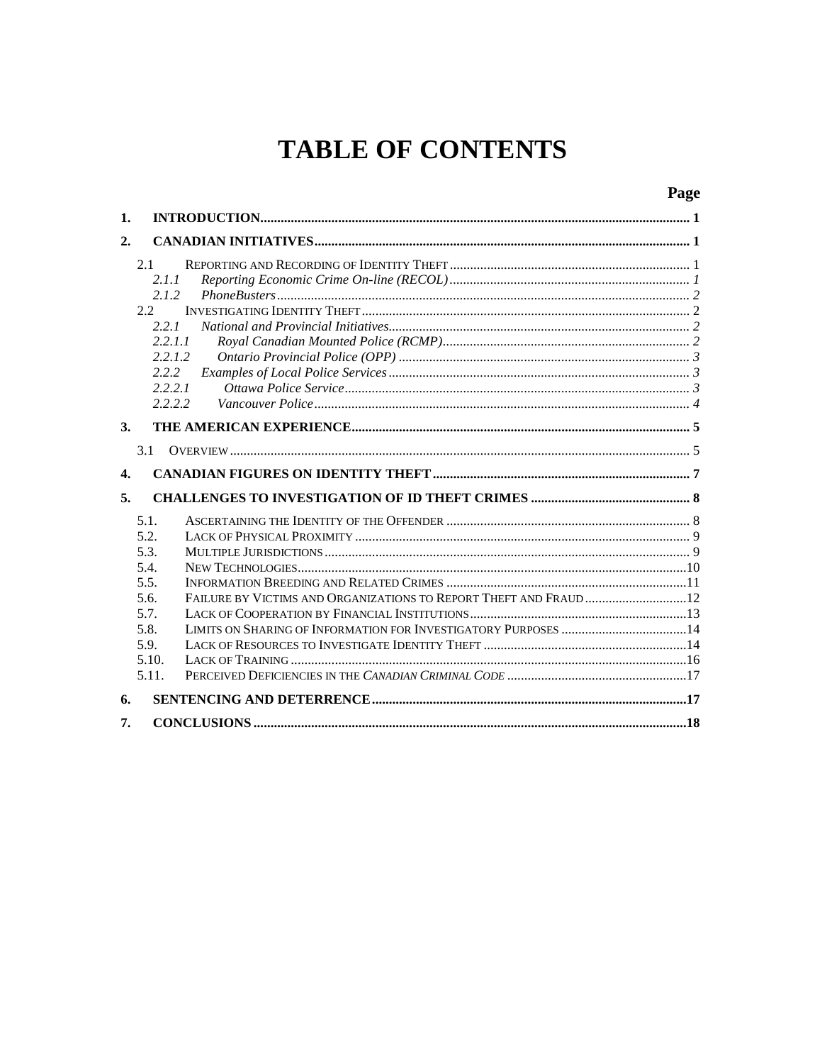# TABLE OF CONTENTS

**Page**

**1. INTRODUCTION** ..... 1

**2. CANADIAN INITIATIVES** ..... 1

- 2.1 Reporting and Recording of Identity Theft ..... 1
  - *2.1.1 Reporting Economic Crime On-line (RECOL)* ..... *1*
  - *2.1.2 PhoneBusters* ..... *2*
- 2.2 Investigating Identity Theft ..... 2
  - *2.2.1 National and Provincial Initiatives* ..... *2*
    - *2.2.1.1 Royal Canadian Mounted Police (RCMP)* ..... *2*
    - *2.2.1.2 Ontario Provincial Police (OPP)* ..... *3*
  - *2.2.2 Examples of Local Police Services* ..... *3*
    - *2.2.2.1 Ottawa Police Service* ..... *3*
    - *2.2.2.2 Vancouver Police* ..... *4*

**3. THE AMERICAN EXPERIENCE** ..... 5

- 3.1 Overview ..... 5

**4. CANADIAN FIGURES ON IDENTITY THEFT** ..... 7

**5. CHALLENGES TO INVESTIGATION OF ID THEFT CRIMES** ..... 8

- 5.1. Ascertaining the Identity of the Offender ..... 8
- 5.2. Lack of Physical Proximity ..... 9
- 5.3. Multiple Jurisdictions ..... 9
- 5.4. New Technologies ..... 10
- 5.5. Information Breeding and Related Crimes ..... 11
- 5.6. Failure by Victims and Organizations to Report Theft and Fraud ..... 12
- 5.7. Lack of Cooperation by Financial Institutions ..... 13
- 5.8. Limits on Sharing of Information for Investigatory Purposes ..... 14
- 5.9. Lack of Resources to Investigate Identity Theft ..... 14
- 5.10. Lack of Training ..... 16
- 5.11. Perceived Deficiencies in the *Canadian Criminal Code* ..... 17

**6. SENTENCING AND DETERRENCE** ..... 17

**7. CONCLUSIONS** ..... 18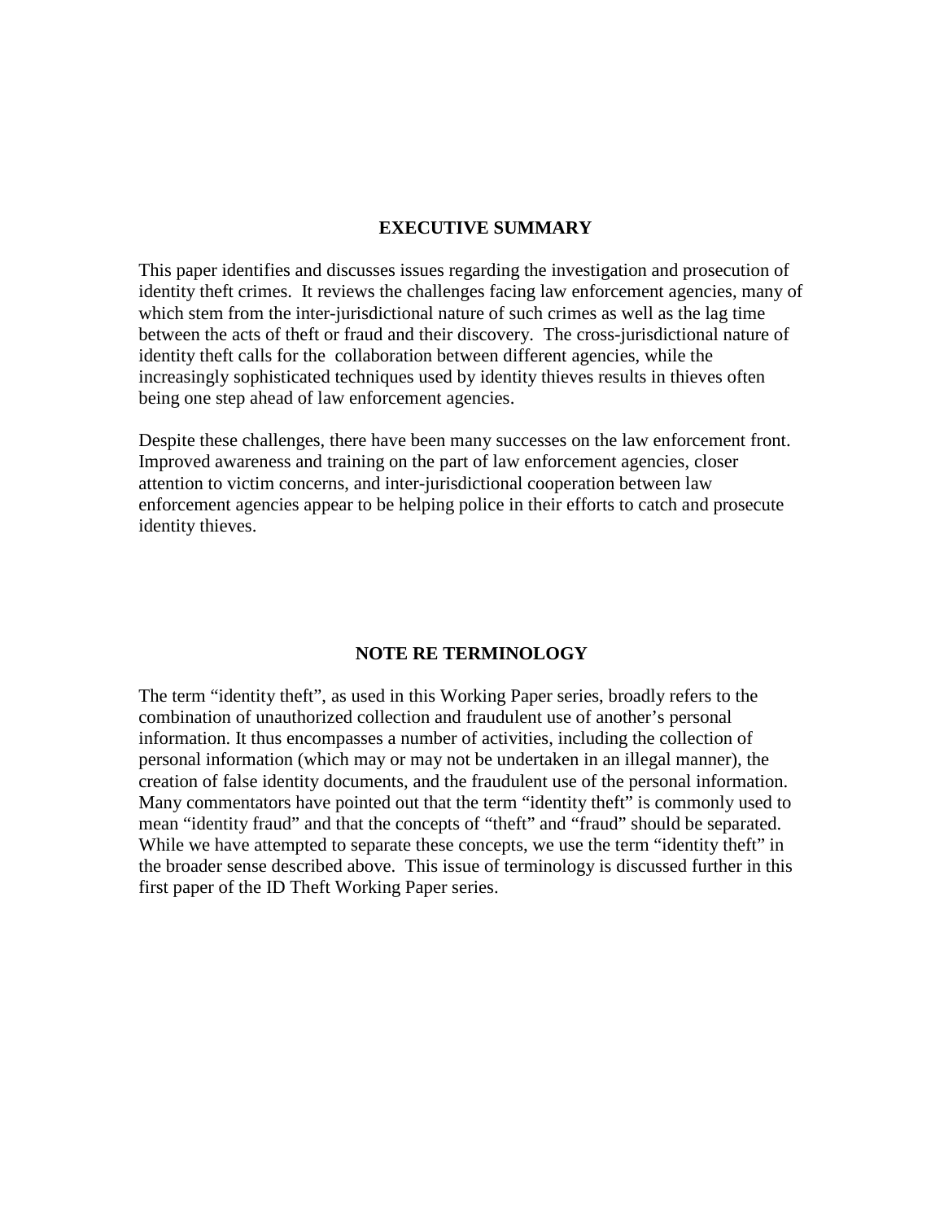## EXECUTIVE SUMMARY

This paper identifies and discusses issues regarding the investigation and prosecution of identity theft crimes. It reviews the challenges facing law enforcement agencies, many of which stem from the inter-jurisdictional nature of such crimes as well as the lag time between the acts of theft or fraud and their discovery. The cross-jurisdictional nature of identity theft calls for the collaboration between different agencies, while the increasingly sophisticated techniques used by identity thieves results in thieves often being one step ahead of law enforcement agencies.

Despite these challenges, there have been many successes on the law enforcement front. Improved awareness and training on the part of law enforcement agencies, closer attention to victim concerns, and inter-jurisdictional cooperation between law enforcement agencies appear to be helping police in their efforts to catch and prosecute identity thieves.

## NOTE RE TERMINOLOGY

The term "identity theft", as used in this Working Paper series, broadly refers to the combination of unauthorized collection and fraudulent use of another's personal information. It thus encompasses a number of activities, including the collection of personal information (which may or may not be undertaken in an illegal manner), the creation of false identity documents, and the fraudulent use of the personal information. Many commentators have pointed out that the term "identity theft" is commonly used to mean "identity fraud" and that the concepts of "theft" and "fraud" should be separated. While we have attempted to separate these concepts, we use the term "identity theft" in the broader sense described above. This issue of terminology is discussed further in this first paper of the ID Theft Working Paper series.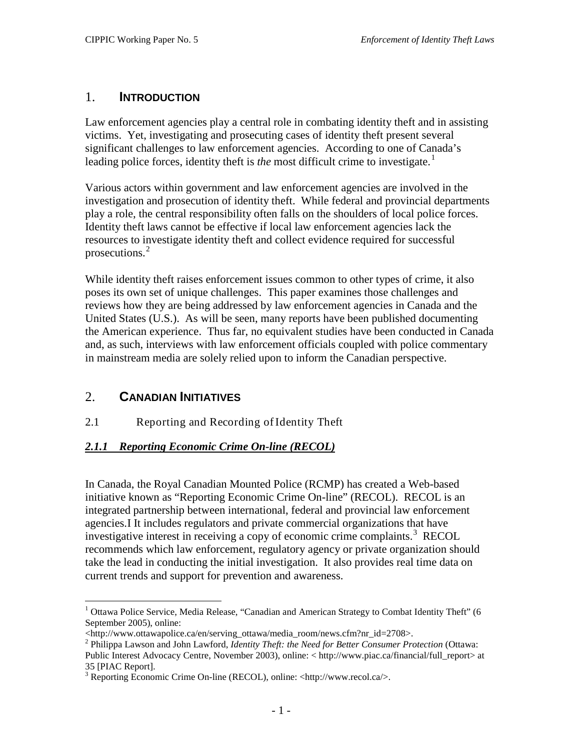# 1. INTRODUCTION

Law enforcement agencies play a central role in combating identity theft and in assisting victims. Yet, investigating and prosecuting cases of identity theft present several significant challenges to law enforcement agencies. According to one of Canada's leading police forces, identity theft is *the* most difficult crime to investigate.[1]

Various actors within government and law enforcement agencies are involved in the investigation and prosecution of identity theft. While federal and provincial departments play a role, the central responsibility often falls on the shoulders of local police forces. Identity theft laws cannot be effective if local law enforcement agencies lack the resources to investigate identity theft and collect evidence required for successful prosecutions.[2]

While identity theft raises enforcement issues common to other types of crime, it also poses its own set of unique challenges. This paper examines those challenges and reviews how they are being addressed by law enforcement agencies in Canada and the United States (U.S.). As will be seen, many reports have been published documenting the American experience. Thus far, no equivalent studies have been conducted in Canada and, as such, interviews with law enforcement officials coupled with police commentary in mainstream media are solely relied upon to inform the Canadian perspective.

# 2. CANADIAN INITIATIVES

## 2.1 Reporting and Recording of Identity Theft

### ***2.1.1 Reporting Economic Crime On-line (RECOL)***

In Canada, the Royal Canadian Mounted Police (RCMP) has created a Web-based initiative known as "Reporting Economic Crime On-line" (RECOL). RECOL is an integrated partnership between international, federal and provincial law enforcement agencies.I It includes regulators and private commercial organizations that have investigative interest in receiving a copy of economic crime complaints.[3] RECOL recommends which law enforcement, regulatory agency or private organization should take the lead in conducting the initial investigation. It also provides real time data on current trends and support for prevention and awareness.

---

[1] Ottawa Police Service, Media Release, "Canadian and American Strategy to Combat Identity Theft" (6 September 2005), online: <http://www.ottawapolice.ca/en/serving_ottawa/media_room/news.cfm?nr_id=2708>.

[2] Philippa Lawson and John Lawford, *Identity Theft: the Need for Better Consumer Protection* (Ottawa: Public Interest Advocacy Centre, November 2003), online: < http://www.piac.ca/financial/full_report> at 35 [PIAC Report].

[3] Reporting Economic Crime On-line (RECOL), online: <http://www.recol.ca/>.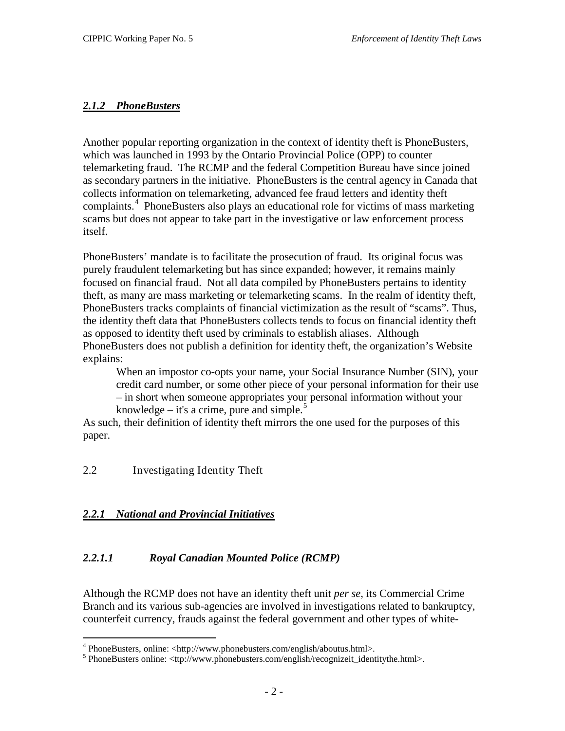### *2.1.2 PhoneBusters*

Another popular reporting organization in the context of identity theft is PhoneBusters, which was launched in 1993 by the Ontario Provincial Police (OPP) to counter telemarketing fraud. The RCMP and the federal Competition Bureau have since joined as secondary partners in the initiative. PhoneBusters is the central agency in Canada that collects information on telemarketing, advanced fee fraud letters and identity theft complaints.[4] PhoneBusters also plays an educational role for victims of mass marketing scams but does not appear to take part in the investigative or law enforcement process itself.

PhoneBusters' mandate is to facilitate the prosecution of fraud. Its original focus was purely fraudulent telemarketing but has since expanded; however, it remains mainly focused on financial fraud. Not all data compiled by PhoneBusters pertains to identity theft, as many are mass marketing or telemarketing scams. In the realm of identity theft, PhoneBusters tracks complaints of financial victimization as the result of "scams". Thus, the identity theft data that PhoneBusters collects tends to focus on financial identity theft as opposed to identity theft used by criminals to establish aliases. Although PhoneBusters does not publish a definition for identity theft, the organization's Website explains:

> When an impostor co-opts your name, your Social Insurance Number (SIN), your credit card number, or some other piece of your personal information for their use – in short when someone appropriates your personal information without your knowledge – it's a crime, pure and simple.[5]

As such, their definition of identity theft mirrors the one used for the purposes of this paper.

## 2.2 Investigating Identity Theft

### *2.2.1 National and Provincial Initiatives*

#### *2.2.1.1 Royal Canadian Mounted Police (RCMP)*

Although the RCMP does not have an identity theft unit *per se*, its Commercial Crime Branch and its various sub-agencies are involved in investigations related to bankruptcy, counterfeit currency, frauds against the federal government and other types of white-

---

[4] PhoneBusters, online: <http://www.phonebusters.com/english/aboutus.html>.

[5] PhoneBusters online: <ttp://www.phonebusters.com/english/recognizeit_identitythe.html>.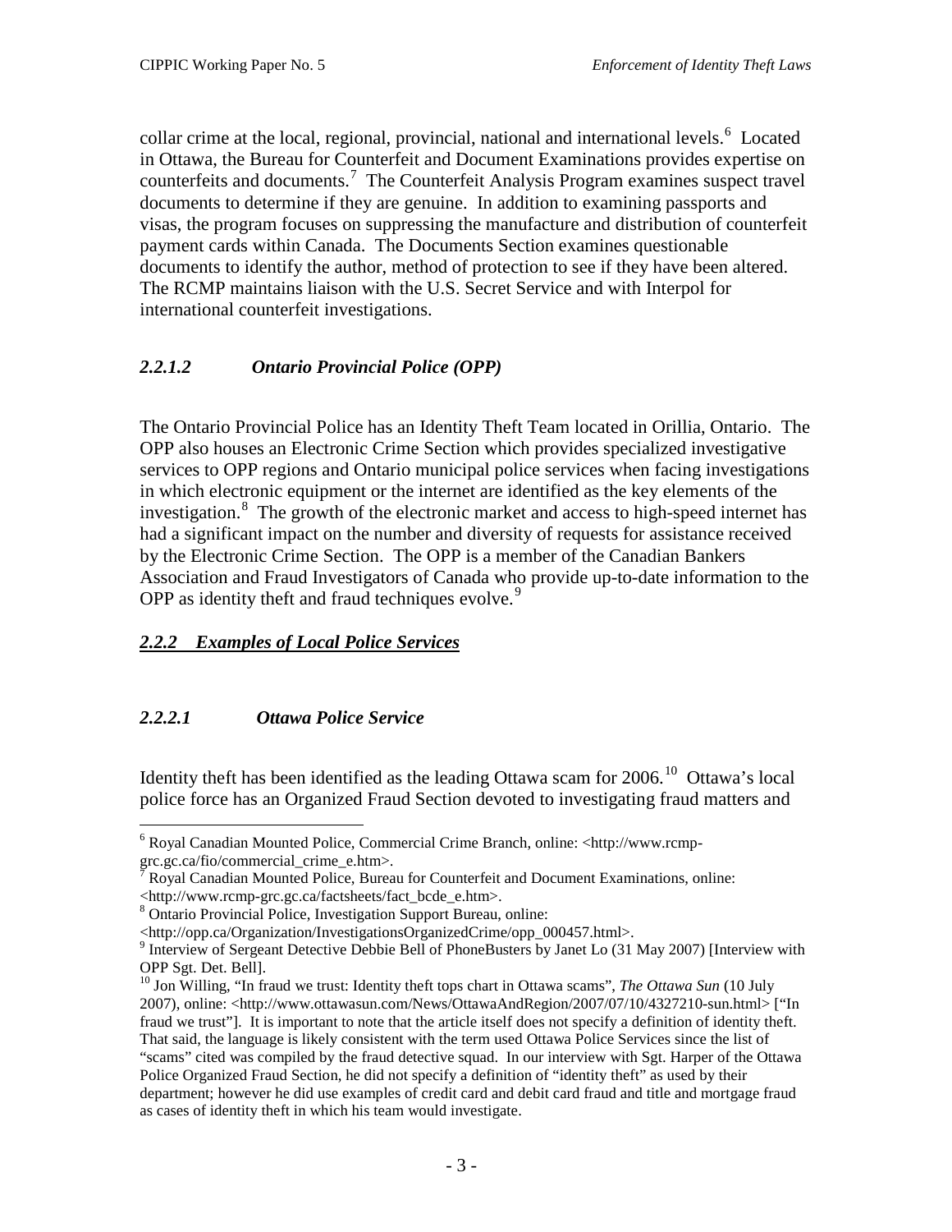collar crime at the local, regional, provincial, national and international levels.[6] Located in Ottawa, the Bureau for Counterfeit and Document Examinations provides expertise on counterfeits and documents.[7] The Counterfeit Analysis Program examines suspect travel documents to determine if they are genuine. In addition to examining passports and visas, the program focuses on suppressing the manufacture and distribution of counterfeit payment cards within Canada. The Documents Section examines questionable documents to identify the author, method of protection to see if they have been altered. The RCMP maintains liaison with the U.S. Secret Service and with Interpol for international counterfeit investigations.

#### *2.2.1.2 Ontario Provincial Police (OPP)*

The Ontario Provincial Police has an Identity Theft Team located in Orillia, Ontario. The OPP also houses an Electronic Crime Section which provides specialized investigative services to OPP regions and Ontario municipal police services when facing investigations in which electronic equipment or the internet are identified as the key elements of the investigation.[8] The growth of the electronic market and access to high-speed internet has had a significant impact on the number and diversity of requests for assistance received by the Electronic Crime Section. The OPP is a member of the Canadian Bankers Association and Fraud Investigators of Canada who provide up-to-date information to the OPP as identity theft and fraud techniques evolve.[9]

### ***2.2.2 Examples of Local Police Services***

#### *2.2.2.1 Ottawa Police Service*

Identity theft has been identified as the leading Ottawa scam for 2006.[10] Ottawa's local police force has an Organized Fraud Section devoted to investigating fraud matters and

---

[6] Royal Canadian Mounted Police, Commercial Crime Branch, online: <http://www.rcmp-grc.gc.ca/fio/commercial_crime_e.htm>.

[7] Royal Canadian Mounted Police, Bureau for Counterfeit and Document Examinations, online: <http://www.rcmp-grc.gc.ca/factsheets/fact_bcde_e.htm>.

[8] Ontario Provincial Police, Investigation Support Bureau, online: <http://opp.ca/Organization/InvestigationsOrganizedCrime/opp_000457.html>.

[9] Interview of Sergeant Detective Debbie Bell of PhoneBusters by Janet Lo (31 May 2007) [Interview with OPP Sgt. Det. Bell].

[10] Jon Willing, "In fraud we trust: Identity theft tops chart in Ottawa scams", *The Ottawa Sun* (10 July 2007), online: <http://www.ottawasun.com/News/OttawaAndRegion/2007/07/10/4327210-sun.html> ["In fraud we trust"]. It is important to note that the article itself does not specify a definition of identity theft. That said, the language is likely consistent with the term used Ottawa Police Services since the list of "scams" cited was compiled by the fraud detective squad. In our interview with Sgt. Harper of the Ottawa Police Organized Fraud Section, he did not specify a definition of "identity theft" as used by their department; however he did use examples of credit card and debit card fraud and title and mortgage fraud as cases of identity theft in which his team would investigate.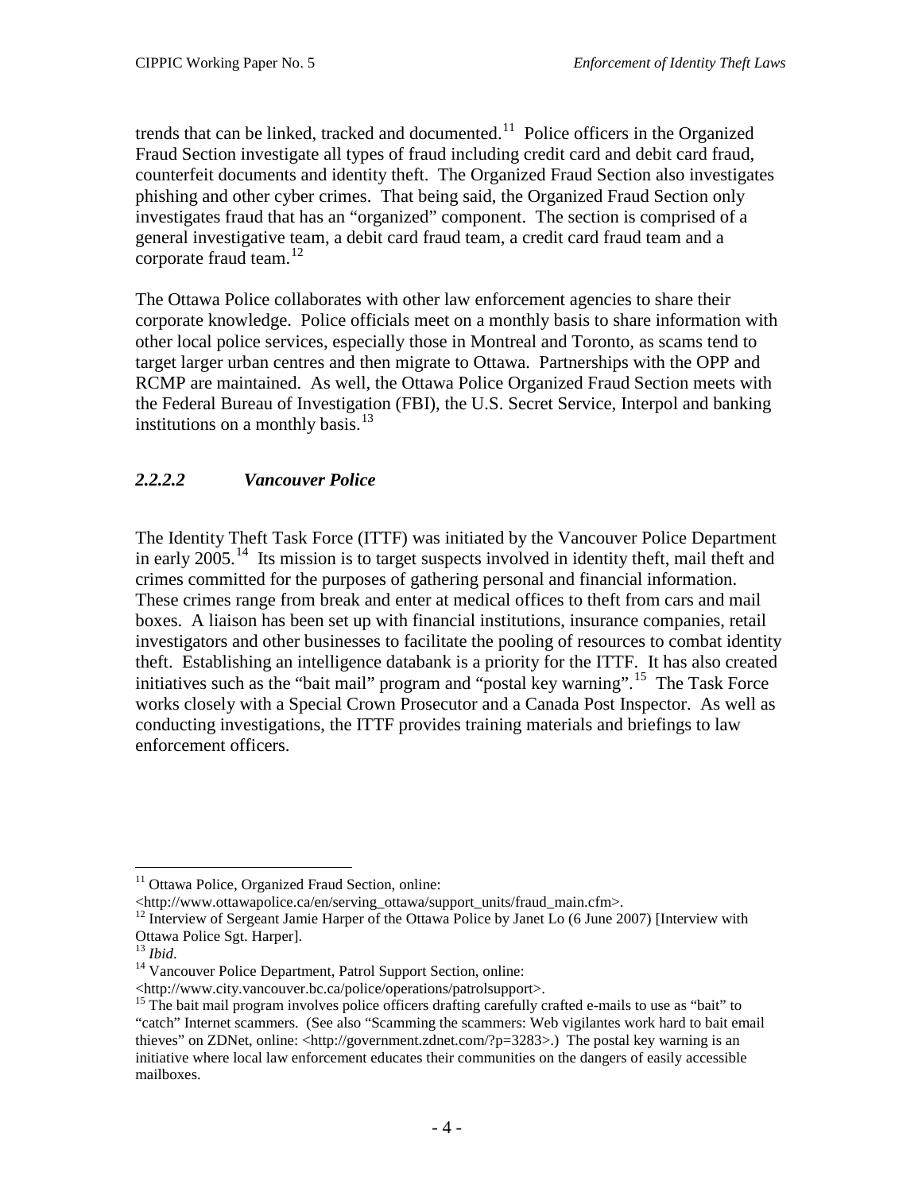trends that can be linked, tracked and documented.[11] Police officers in the Organized Fraud Section investigate all types of fraud including credit card and debit card fraud, counterfeit documents and identity theft. The Organized Fraud Section also investigates phishing and other cyber crimes. That being said, the Organized Fraud Section only investigates fraud that has an "organized" component. The section is comprised of a general investigative team, a debit card fraud team, a credit card fraud team and a corporate fraud team.[12]

The Ottawa Police collaborates with other law enforcement agencies to share their corporate knowledge. Police officials meet on a monthly basis to share information with other local police services, especially those in Montreal and Toronto, as scams tend to target larger urban centres and then migrate to Ottawa. Partnerships with the OPP and RCMP are maintained. As well, the Ottawa Police Organized Fraud Section meets with the Federal Bureau of Investigation (FBI), the U.S. Secret Service, Interpol and banking institutions on a monthly basis.[13]

#### *2.2.2.2 Vancouver Police*

The Identity Theft Task Force (ITTF) was initiated by the Vancouver Police Department in early 2005.[14] Its mission is to target suspects involved in identity theft, mail theft and crimes committed for the purposes of gathering personal and financial information. These crimes range from break and enter at medical offices to theft from cars and mail boxes. A liaison has been set up with financial institutions, insurance companies, retail investigators and other businesses to facilitate the pooling of resources to combat identity theft. Establishing an intelligence databank is a priority for the ITTF. It has also created initiatives such as the "bait mail" program and "postal key warning".[15] The Task Force works closely with a Special Crown Prosecutor and a Canada Post Inspector. As well as conducting investigations, the ITTF provides training materials and briefings to law enforcement officers.

---

[11] Ottawa Police, Organized Fraud Section, online: <http://www.ottawapolice.ca/en/serving_ottawa/support_units/fraud_main.cfm>.

[12] Interview of Sergeant Jamie Harper of the Ottawa Police by Janet Lo (6 June 2007) [Interview with Ottawa Police Sgt. Harper].

[13] *Ibid*.

[14] Vancouver Police Department, Patrol Support Section, online: <http://www.city.vancouver.bc.ca/police/operations/patrolsupport>.

[15] The bait mail program involves police officers drafting carefully crafted e-mails to use as "bait" to "catch" Internet scammers. (See also "Scamming the scammers: Web vigilantes work hard to bait email thieves" on ZDNet, online: <http://government.zdnet.com/?p=3283>.) The postal key warning is an initiative where local law enforcement educates their communities on the dangers of easily accessible mailboxes.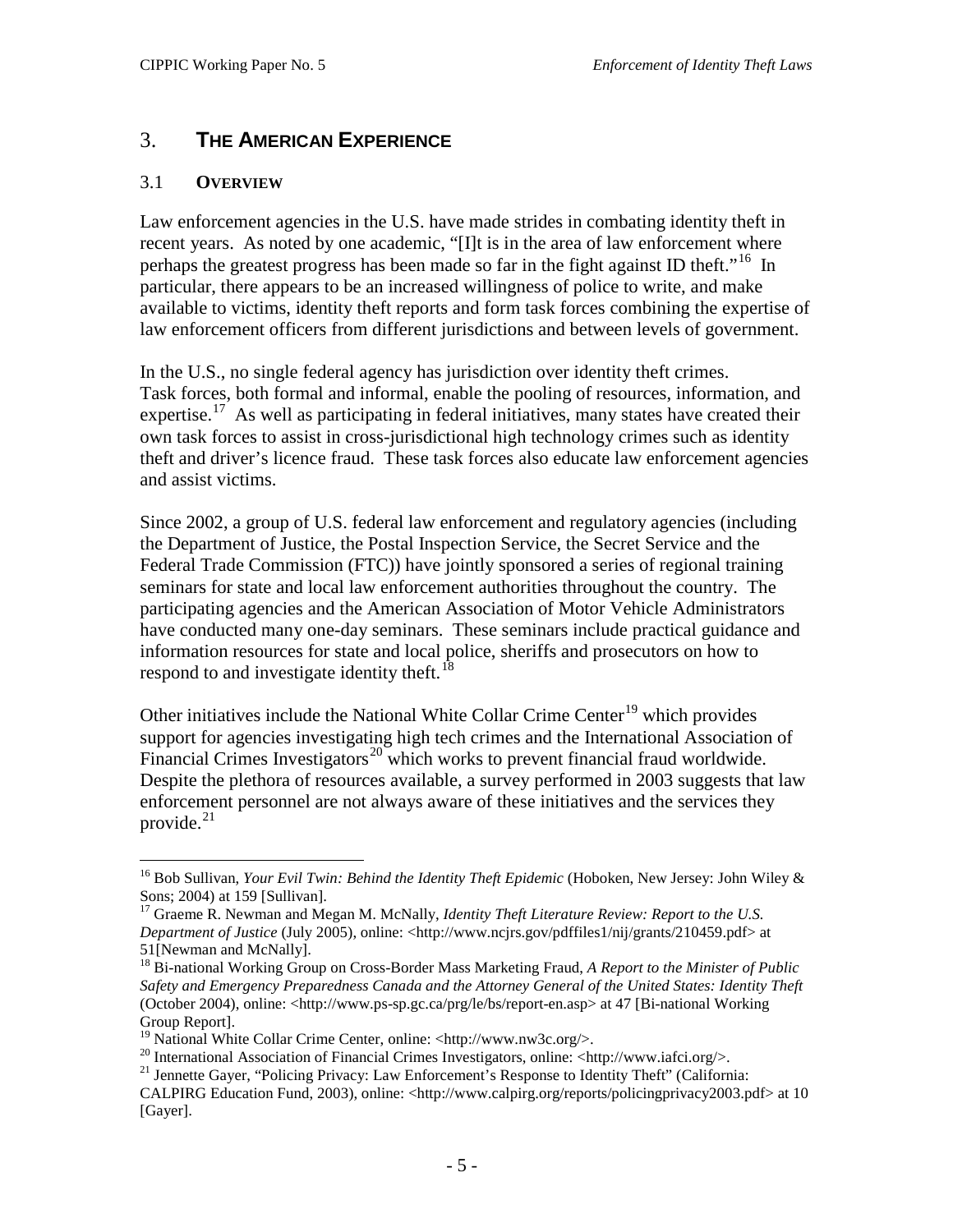# 3. THE AMERICAN EXPERIENCE

## 3.1 OVERVIEW

Law enforcement agencies in the U.S. have made strides in combating identity theft in recent years. As noted by one academic, "[I]t is in the area of law enforcement where perhaps the greatest progress has been made so far in the fight against ID theft."[16] In particular, there appears to be an increased willingness of police to write, and make available to victims, identity theft reports and form task forces combining the expertise of law enforcement officers from different jurisdictions and between levels of government.

In the U.S., no single federal agency has jurisdiction over identity theft crimes. Task forces, both formal and informal, enable the pooling of resources, information, and expertise.[17] As well as participating in federal initiatives, many states have created their own task forces to assist in cross-jurisdictional high technology crimes such as identity theft and driver's licence fraud. These task forces also educate law enforcement agencies and assist victims.

Since 2002, a group of U.S. federal law enforcement and regulatory agencies (including the Department of Justice, the Postal Inspection Service, the Secret Service and the Federal Trade Commission (FTC)) have jointly sponsored a series of regional training seminars for state and local law enforcement authorities throughout the country. The participating agencies and the American Association of Motor Vehicle Administrators have conducted many one-day seminars. These seminars include practical guidance and information resources for state and local police, sheriffs and prosecutors on how to respond to and investigate identity theft.[18]

Other initiatives include the National White Collar Crime Center[19] which provides support for agencies investigating high tech crimes and the International Association of Financial Crimes Investigators[20] which works to prevent financial fraud worldwide. Despite the plethora of resources available, a survey performed in 2003 suggests that law enforcement personnel are not always aware of these initiatives and the services they provide.[21]

---

[16] Bob Sullivan, *Your Evil Twin: Behind the Identity Theft Epidemic* (Hoboken, New Jersey: John Wiley & Sons; 2004) at 159 [Sullivan].

[17] Graeme R. Newman and Megan M. McNally, *Identity Theft Literature Review: Report to the U.S. Department of Justice* (July 2005), online: <http://www.ncjrs.gov/pdffiles1/nij/grants/210459.pdf> at 51[Newman and McNally].

[18] Bi-national Working Group on Cross-Border Mass Marketing Fraud, *A Report to the Minister of Public Safety and Emergency Preparedness Canada and the Attorney General of the United States: Identity Theft* (October 2004), online: <http://www.ps-sp.gc.ca/prg/le/bs/report-en.asp> at 47 [Bi-national Working Group Report].

[19] National White Collar Crime Center, online: <http://www.nw3c.org/>.

[20] International Association of Financial Crimes Investigators, online: <http://www.iafci.org/>.

[21] Jennette Gayer, "Policing Privacy: Law Enforcement's Response to Identity Theft" (California: CALPIRG Education Fund, 2003), online: <http://www.calpirg.org/reports/policingprivacy2003.pdf> at 10 [Gayer].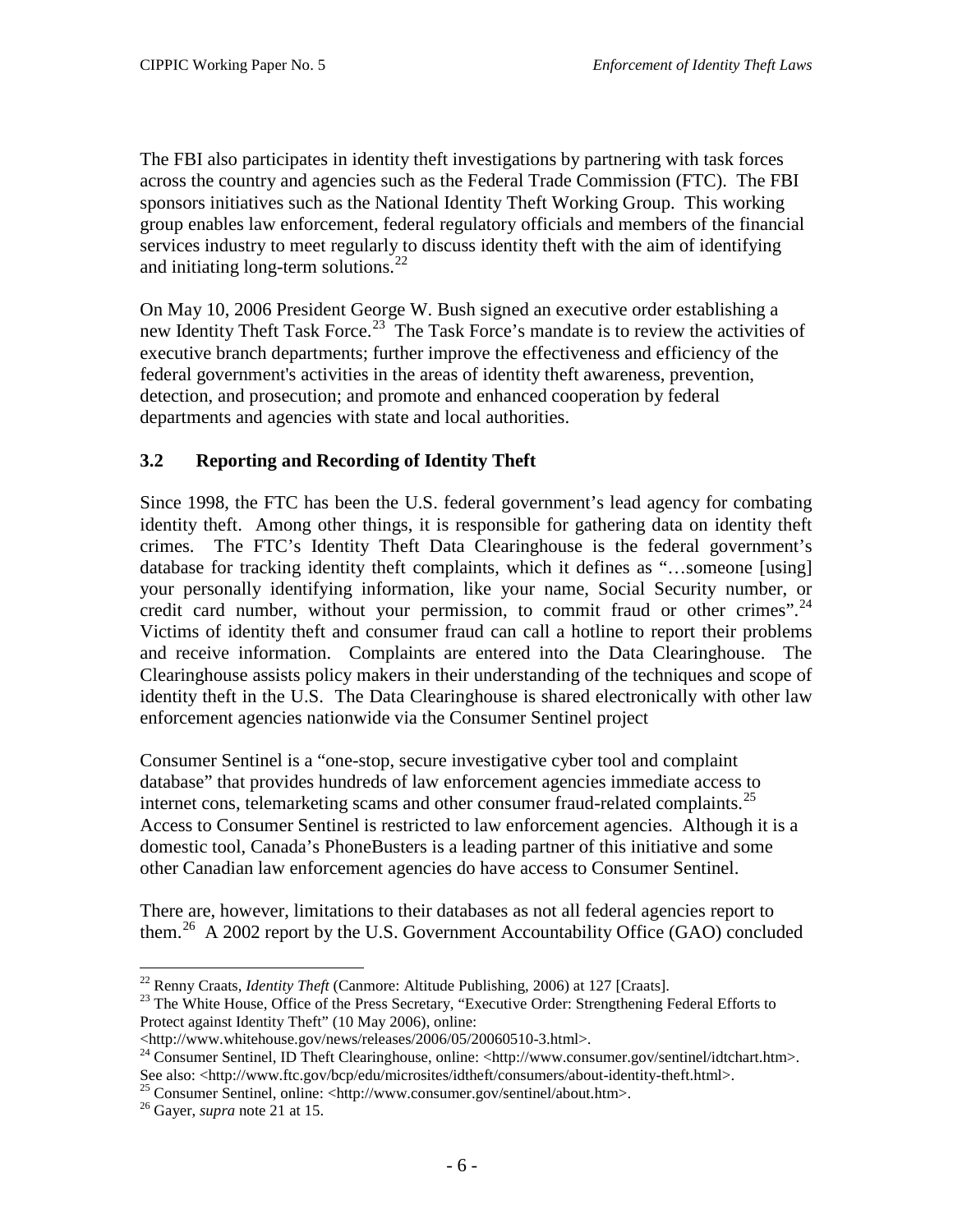The FBI also participates in identity theft investigations by partnering with task forces across the country and agencies such as the Federal Trade Commission (FTC). The FBI sponsors initiatives such as the National Identity Theft Working Group. This working group enables law enforcement, federal regulatory officials and members of the financial services industry to meet regularly to discuss identity theft with the aim of identifying and initiating long-term solutions.[22]

On May 10, 2006 President George W. Bush signed an executive order establishing a new Identity Theft Task Force.[23] The Task Force's mandate is to review the activities of executive branch departments; further improve the effectiveness and efficiency of the federal government's activities in the areas of identity theft awareness, prevention, detection, and prosecution; and promote and enhanced cooperation by federal departments and agencies with state and local authorities.

## 3.2 Reporting and Recording of Identity Theft

Since 1998, the FTC has been the U.S. federal government's lead agency for combating identity theft. Among other things, it is responsible for gathering data on identity theft crimes. The FTC's Identity Theft Data Clearinghouse is the federal government's database for tracking identity theft complaints, which it defines as "…someone [using] your personally identifying information, like your name, Social Security number, or credit card number, without your permission, to commit fraud or other crimes".[24] Victims of identity theft and consumer fraud can call a hotline to report their problems and receive information. Complaints are entered into the Data Clearinghouse. The Clearinghouse assists policy makers in their understanding of the techniques and scope of identity theft in the U.S. The Data Clearinghouse is shared electronically with other law enforcement agencies nationwide via the Consumer Sentinel project

Consumer Sentinel is a "one-stop, secure investigative cyber tool and complaint database" that provides hundreds of law enforcement agencies immediate access to internet cons, telemarketing scams and other consumer fraud-related complaints.[25] Access to Consumer Sentinel is restricted to law enforcement agencies. Although it is a domestic tool, Canada's PhoneBusters is a leading partner of this initiative and some other Canadian law enforcement agencies do have access to Consumer Sentinel.

There are, however, limitations to their databases as not all federal agencies report to them.[26] A 2002 report by the U.S. Government Accountability Office (GAO) concluded

---

[22] Renny Craats, *Identity Theft* (Canmore: Altitude Publishing, 2006) at 127 [Craats].

[23] The White House, Office of the Press Secretary, "Executive Order: Strengthening Federal Efforts to Protect against Identity Theft" (10 May 2006), online: <http://www.whitehouse.gov/news/releases/2006/05/20060510-3.html>.

[24] Consumer Sentinel, ID Theft Clearinghouse, online: <http://www.consumer.gov/sentinel/idtchart.htm>. See also: <http://www.ftc.gov/bcp/edu/microsites/idtheft/consumers/about-identity-theft.html>.

[25] Consumer Sentinel, online: <http://www.consumer.gov/sentinel/about.htm>.

[26] Gayer, *supra* note 21 at 15.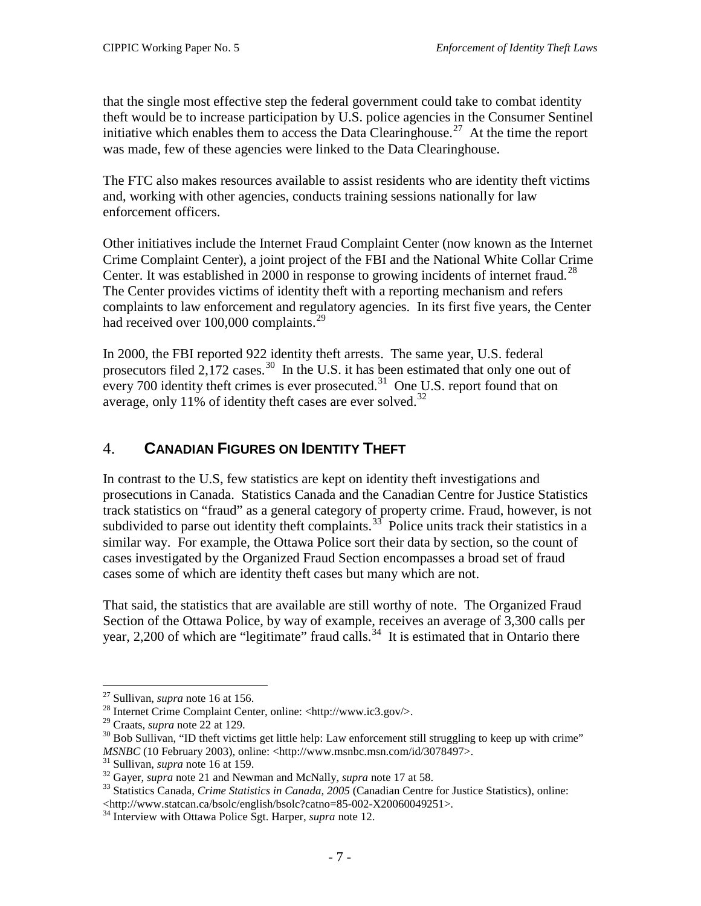that the single most effective step the federal government could take to combat identity theft would be to increase participation by U.S. police agencies in the Consumer Sentinel initiative which enables them to access the Data Clearinghouse.[27] At the time the report was made, few of these agencies were linked to the Data Clearinghouse.

The FTC also makes resources available to assist residents who are identity theft victims and, working with other agencies, conducts training sessions nationally for law enforcement officers.

Other initiatives include the Internet Fraud Complaint Center (now known as the Internet Crime Complaint Center), a joint project of the FBI and the National White Collar Crime Center. It was established in 2000 in response to growing incidents of internet fraud.[28] The Center provides victims of identity theft with a reporting mechanism and refers complaints to law enforcement and regulatory agencies. In its first five years, the Center had received over 100,000 complaints.[29]

In 2000, the FBI reported 922 identity theft arrests. The same year, U.S. federal prosecutors filed 2,172 cases.[30] In the U.S. it has been estimated that only one out of every 700 identity theft crimes is ever prosecuted.[31] One U.S. report found that on average, only 11% of identity theft cases are ever solved.[32]

## 4. **CANADIAN FIGURES ON IDENTITY THEFT**

In contrast to the U.S, few statistics are kept on identity theft investigations and prosecutions in Canada. Statistics Canada and the Canadian Centre for Justice Statistics track statistics on "fraud" as a general category of property crime. Fraud, however, is not subdivided to parse out identity theft complaints.[33] Police units track their statistics in a similar way. For example, the Ottawa Police sort their data by section, so the count of cases investigated by the Organized Fraud Section encompasses a broad set of fraud cases some of which are identity theft cases but many which are not.

That said, the statistics that are available are still worthy of note. The Organized Fraud Section of the Ottawa Police, by way of example, receives an average of 3,300 calls per year, 2,200 of which are "legitimate" fraud calls.[34] It is estimated that in Ontario there

---

[27] Sullivan, *supra* note 16 at 156.

[28] Internet Crime Complaint Center, online: <http://www.ic3.gov/>.

[29] Craats, *supra* note 22 at 129.

[30] Bob Sullivan, "ID theft victims get little help: Law enforcement still struggling to keep up with crime" *MSNBC* (10 February 2003), online: <http://www.msnbc.msn.com/id/3078497>.

[31] Sullivan, *supra* note 16 at 159.

[32] Gayer, *supra* note 21 and Newman and McNally, *supra* note 17 at 58.

[33] Statistics Canada, *Crime Statistics in Canada, 2005* (Canadian Centre for Justice Statistics), online: <http://www.statcan.ca/bsolc/english/bsolc?catno=85-002-X20060049251>.

[34] Interview with Ottawa Police Sgt. Harper, *supra* note 12.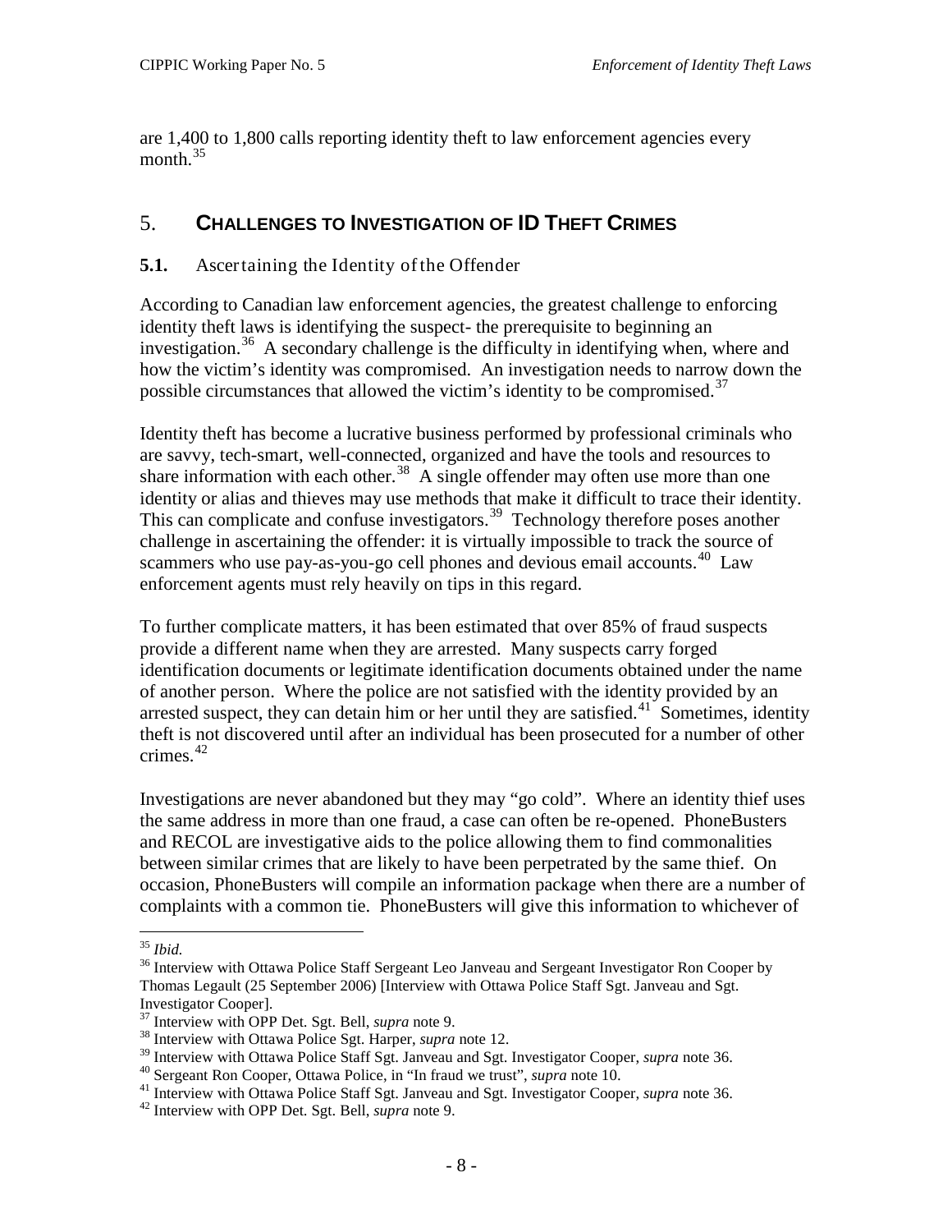are 1,400 to 1,800 calls reporting identity theft to law enforcement agencies every month.[35]

## 5. CHALLENGES TO INVESTIGATION OF ID THEFT CRIMES

### 5.1. Ascertaining the Identity of the Offender

According to Canadian law enforcement agencies, the greatest challenge to enforcing identity theft laws is identifying the suspect- the prerequisite to beginning an investigation.[36] A secondary challenge is the difficulty in identifying when, where and how the victim's identity was compromised. An investigation needs to narrow down the possible circumstances that allowed the victim's identity to be compromised.[37]

Identity theft has become a lucrative business performed by professional criminals who are savvy, tech-smart, well-connected, organized and have the tools and resources to share information with each other.[38] A single offender may often use more than one identity or alias and thieves may use methods that make it difficult to trace their identity. This can complicate and confuse investigators.[39] Technology therefore poses another challenge in ascertaining the offender: it is virtually impossible to track the source of scammers who use pay-as-you-go cell phones and devious email accounts.[40] Law enforcement agents must rely heavily on tips in this regard.

To further complicate matters, it has been estimated that over 85% of fraud suspects provide a different name when they are arrested. Many suspects carry forged identification documents or legitimate identification documents obtained under the name of another person. Where the police are not satisfied with the identity provided by an arrested suspect, they can detain him or her until they are satisfied.[41] Sometimes, identity theft is not discovered until after an individual has been prosecuted for a number of other crimes.[42]

Investigations are never abandoned but they may "go cold". Where an identity thief uses the same address in more than one fraud, a case can often be re-opened. PhoneBusters and RECOL are investigative aids to the police allowing them to find commonalities between similar crimes that are likely to have been perpetrated by the same thief. On occasion, PhoneBusters will compile an information package when there are a number of complaints with a common tie. PhoneBusters will give this information to whichever of

---

[35] *Ibid.*

[36] Interview with Ottawa Police Staff Sergeant Leo Janveau and Sergeant Investigator Ron Cooper by Thomas Legault (25 September 2006) [Interview with Ottawa Police Staff Sgt. Janveau and Sgt. Investigator Cooper].

[37] Interview with OPP Det. Sgt. Bell, *supra* note 9.

[38] Interview with Ottawa Police Sgt. Harper, *supra* note 12.

[39] Interview with Ottawa Police Staff Sgt. Janveau and Sgt. Investigator Cooper, *supra* note 36.

[40] Sergeant Ron Cooper, Ottawa Police, in "In fraud we trust", *supra* note 10.

[41] Interview with Ottawa Police Staff Sgt. Janveau and Sgt. Investigator Cooper, *supra* note 36.

[42] Interview with OPP Det. Sgt. Bell, *supra* note 9.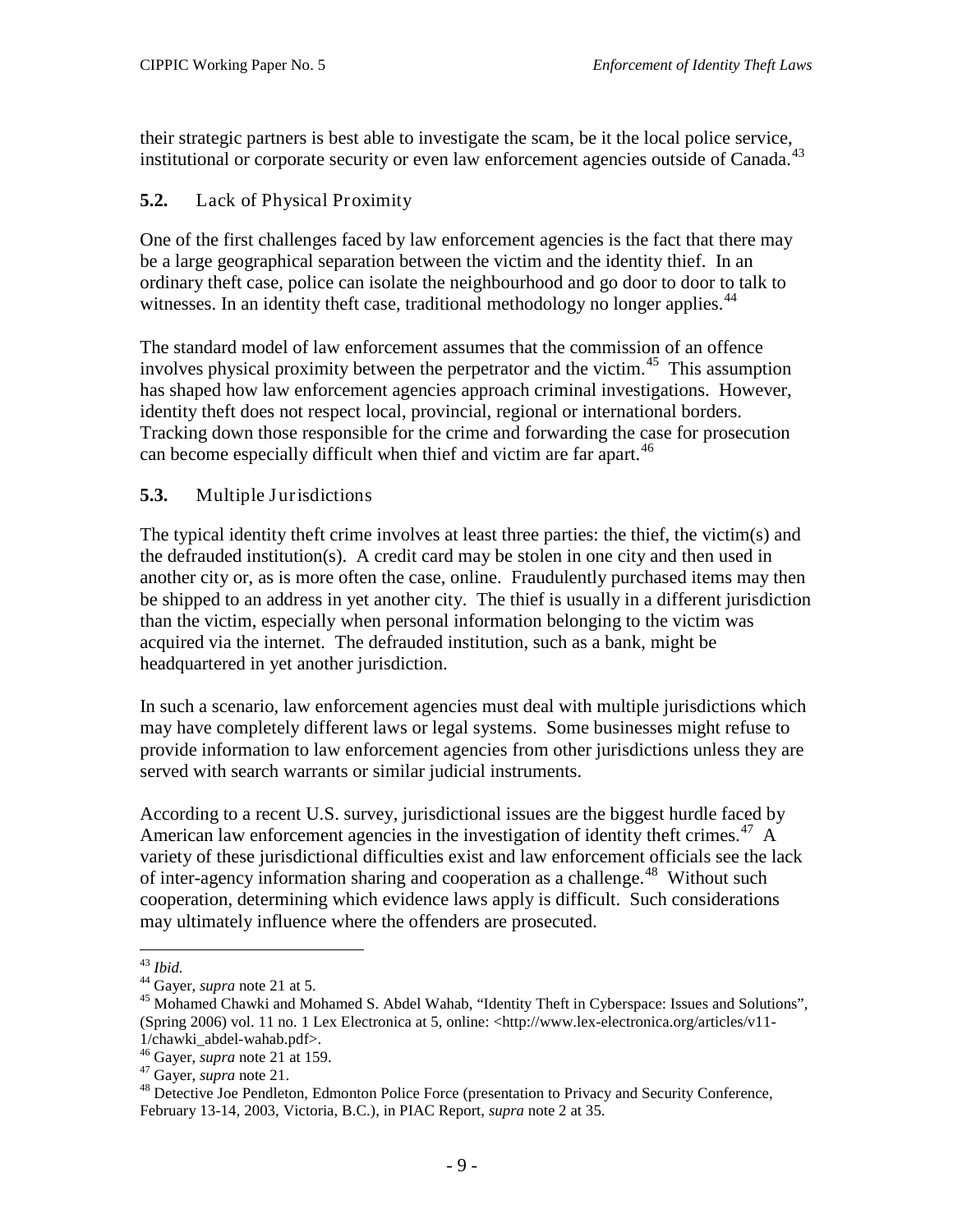their strategic partners is best able to investigate the scam, be it the local police service, institutional or corporate security or even law enforcement agencies outside of Canada.[43]

### 5.2. Lack of Physical Proximity

One of the first challenges faced by law enforcement agencies is the fact that there may be a large geographical separation between the victim and the identity thief. In an ordinary theft case, police can isolate the neighbourhood and go door to door to talk to witnesses. In an identity theft case, traditional methodology no longer applies.[44]

The standard model of law enforcement assumes that the commission of an offence involves physical proximity between the perpetrator and the victim.[45] This assumption has shaped how law enforcement agencies approach criminal investigations. However, identity theft does not respect local, provincial, regional or international borders. Tracking down those responsible for the crime and forwarding the case for prosecution can become especially difficult when thief and victim are far apart.[46]

### 5.3. Multiple Jurisdictions

The typical identity theft crime involves at least three parties: the thief, the victim(s) and the defrauded institution(s). A credit card may be stolen in one city and then used in another city or, as is more often the case, online. Fraudulently purchased items may then be shipped to an address in yet another city. The thief is usually in a different jurisdiction than the victim, especially when personal information belonging to the victim was acquired via the internet. The defrauded institution, such as a bank, might be headquartered in yet another jurisdiction.

In such a scenario, law enforcement agencies must deal with multiple jurisdictions which may have completely different laws or legal systems. Some businesses might refuse to provide information to law enforcement agencies from other jurisdictions unless they are served with search warrants or similar judicial instruments.

According to a recent U.S. survey, jurisdictional issues are the biggest hurdle faced by American law enforcement agencies in the investigation of identity theft crimes.[47] A variety of these jurisdictional difficulties exist and law enforcement officials see the lack of inter-agency information sharing and cooperation as a challenge.[48] Without such cooperation, determining which evidence laws apply is difficult. Such considerations may ultimately influence where the offenders are prosecuted.

---

[43] *Ibid.*

[44] Gayer, *supra* note 21 at 5.

[45] Mohamed Chawki and Mohamed S. Abdel Wahab, "Identity Theft in Cyberspace: Issues and Solutions", (Spring 2006) vol. 11 no. 1 Lex Electronica at 5, online: <http://www.lex-electronica.org/articles/v11-1/chawki_abdel-wahab.pdf>.

[46] Gayer, *supra* note 21 at 159.

[47] Gayer, *supra* note 21.

[48] Detective Joe Pendleton, Edmonton Police Force (presentation to Privacy and Security Conference, February 13-14, 2003, Victoria, B.C.), in PIAC Report, *supra* note 2 at 35.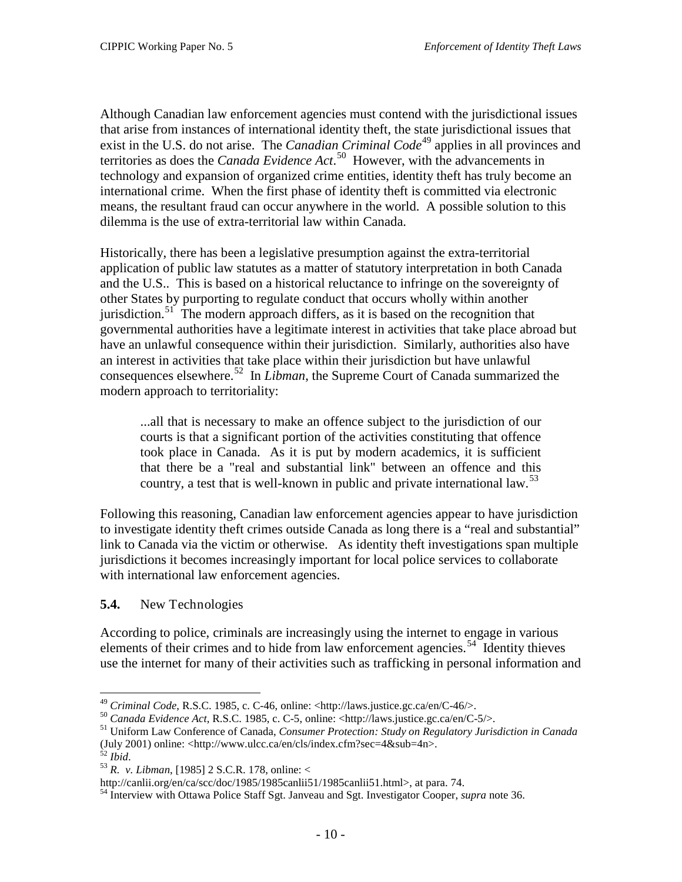Although Canadian law enforcement agencies must contend with the jurisdictional issues that arise from instances of international identity theft, the state jurisdictional issues that exist in the U.S. do not arise. The *Canadian Criminal Code*[49] applies in all provinces and territories as does the *Canada Evidence Act*.[50] However, with the advancements in technology and expansion of organized crime entities, identity theft has truly become an international crime. When the first phase of identity theft is committed via electronic means, the resultant fraud can occur anywhere in the world. A possible solution to this dilemma is the use of extra-territorial law within Canada.

Historically, there has been a legislative presumption against the extra-territorial application of public law statutes as a matter of statutory interpretation in both Canada and the U.S.. This is based on a historical reluctance to infringe on the sovereignty of other States by purporting to regulate conduct that occurs wholly within another jurisdiction.[51] The modern approach differs, as it is based on the recognition that governmental authorities have a legitimate interest in activities that take place abroad but have an unlawful consequence within their jurisdiction. Similarly, authorities also have an interest in activities that take place within their jurisdiction but have unlawful consequences elsewhere.[52] In *Libman*, the Supreme Court of Canada summarized the modern approach to territoriality:

> ...all that is necessary to make an offence subject to the jurisdiction of our courts is that a significant portion of the activities constituting that offence took place in Canada. As it is put by modern academics, it is sufficient that there be a "real and substantial link" between an offence and this country, a test that is well-known in public and private international law.[53]

Following this reasoning, Canadian law enforcement agencies appear to have jurisdiction to investigate identity theft crimes outside Canada as long there is a "real and substantial" link to Canada via the victim or otherwise. As identity theft investigations span multiple jurisdictions it becomes increasingly important for local police services to collaborate with international law enforcement agencies.

### 5.4. New Technologies

According to police, criminals are increasingly using the internet to engage in various elements of their crimes and to hide from law enforcement agencies.[54] Identity thieves use the internet for many of their activities such as trafficking in personal information and

---

[49] *Criminal Code*, R.S.C. 1985, c. C-46, online: <http://laws.justice.gc.ca/en/C-46/>.

[50] *Canada Evidence Act*, R.S.C. 1985, c. C-5, online: <http://laws.justice.gc.ca/en/C-5/>.

[51] Uniform Law Conference of Canada, *Consumer Protection: Study on Regulatory Jurisdiction in Canada* (July 2001) online: <http://www.ulcc.ca/en/cls/index.cfm?sec=4&sub=4n>.

[52] *Ibid*.

[53] *R. v. Libman*, [1985] 2 S.C.R. 178, online: < http://canlii.org/en/ca/scc/doc/1985/1985canlii51/1985canlii51.html>, at para. 74.

[54] Interview with Ottawa Police Staff Sgt. Janveau and Sgt. Investigator Cooper, *supra* note 36.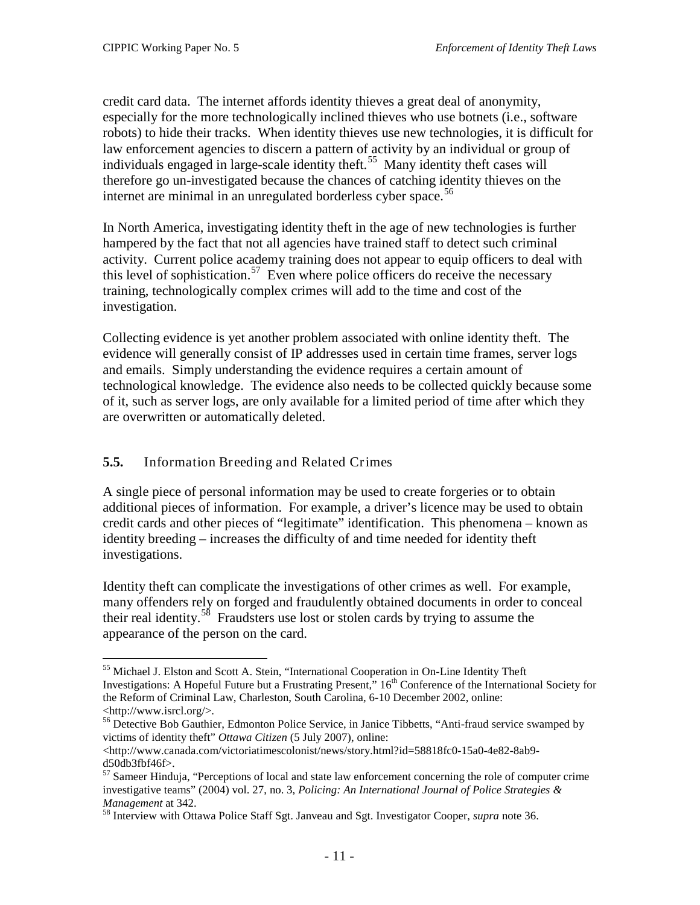credit card data. The internet affords identity thieves a great deal of anonymity, especially for the more technologically inclined thieves who use botnets (i.e., software robots) to hide their tracks. When identity thieves use new technologies, it is difficult for law enforcement agencies to discern a pattern of activity by an individual or group of individuals engaged in large-scale identity theft.[55] Many identity theft cases will therefore go un-investigated because the chances of catching identity thieves on the internet are minimal in an unregulated borderless cyber space.[56]

In North America, investigating identity theft in the age of new technologies is further hampered by the fact that not all agencies have trained staff to detect such criminal activity. Current police academy training does not appear to equip officers to deal with this level of sophistication.[57] Even where police officers do receive the necessary training, technologically complex crimes will add to the time and cost of the investigation.

Collecting evidence is yet another problem associated with online identity theft. The evidence will generally consist of IP addresses used in certain time frames, server logs and emails. Simply understanding the evidence requires a certain amount of technological knowledge. The evidence also needs to be collected quickly because some of it, such as server logs, are only available for a limited period of time after which they are overwritten or automatically deleted.

### 5.5. Information Breeding and Related Crimes

A single piece of personal information may be used to create forgeries or to obtain additional pieces of information. For example, a driver's licence may be used to obtain credit cards and other pieces of "legitimate" identification. This phenomena – known as identity breeding – increases the difficulty of and time needed for identity theft investigations.

Identity theft can complicate the investigations of other crimes as well. For example, many offenders rely on forged and fraudulently obtained documents in order to conceal their real identity.[58] Fraudsters use lost or stolen cards by trying to assume the appearance of the person on the card.

---

[55] Michael J. Elston and Scott A. Stein, "International Cooperation in On-Line Identity Theft Investigations: A Hopeful Future but a Frustrating Present," 16th Conference of the International Society for the Reform of Criminal Law, Charleston, South Carolina, 6-10 December 2002, online: <http://www.isrcl.org/>.

[56] Detective Bob Gauthier, Edmonton Police Service, in Janice Tibbetts, "Anti-fraud service swamped by victims of identity theft" *Ottawa Citizen* (5 July 2007), online: <http://www.canada.com/victoriatimescolonist/news/story.html?id=58818fc0-15a0-4e82-8ab9-d50db3fbf46f>.

[57] Sameer Hinduja, "Perceptions of local and state law enforcement concerning the role of computer crime investigative teams" (2004) vol. 27, no. 3, *Policing: An International Journal of Police Strategies & Management* at 342.

[58] Interview with Ottawa Police Staff Sgt. Janveau and Sgt. Investigator Cooper, *supra* note 36.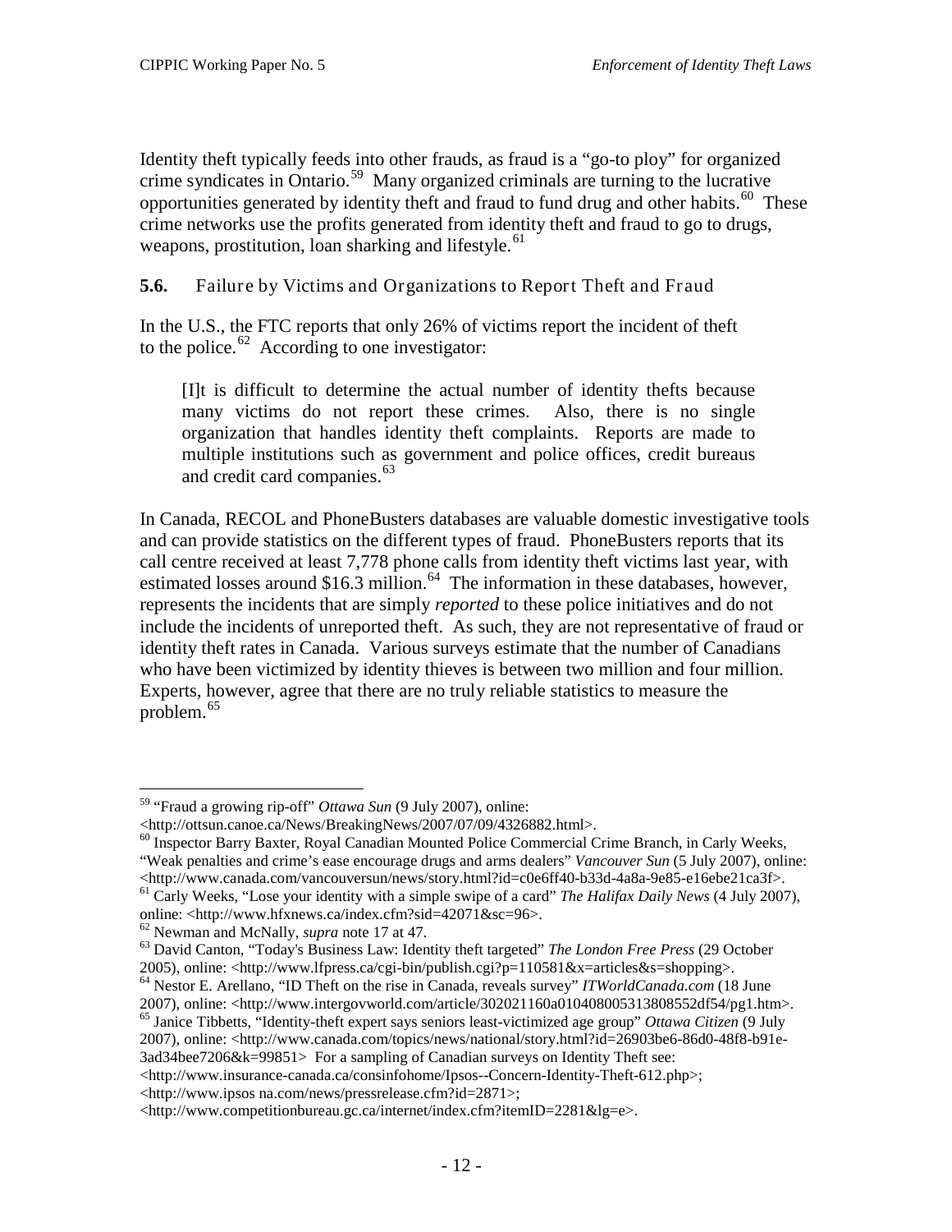Identity theft typically feeds into other frauds, as fraud is a "go-to ploy" for organized crime syndicates in Ontario.[59] Many organized criminals are turning to the lucrative opportunities generated by identity theft and fraud to fund drug and other habits.[60] These crime networks use the profits generated from identity theft and fraud to go to drugs, weapons, prostitution, loan sharking and lifestyle.[61]

### 5.6. Failure by Victims and Organizations to Report Theft and Fraud

In the U.S., the FTC reports that only 26% of victims report the incident of theft to the police.[62] According to one investigator:

> [I]t is difficult to determine the actual number of identity thefts because many victims do not report these crimes. Also, there is no single organization that handles identity theft complaints. Reports are made to multiple institutions such as government and police offices, credit bureaus and credit card companies.[63]

In Canada, RECOL and PhoneBusters databases are valuable domestic investigative tools and can provide statistics on the different types of fraud. PhoneBusters reports that its call centre received at least 7,778 phone calls from identity theft victims last year, with estimated losses around $16.3 million.[64] The information in these databases, however, represents the incidents that are simply *reported* to these police initiatives and do not include the incidents of unreported theft. As such, they are not representative of fraud or identity theft rates in Canada. Various surveys estimate that the number of Canadians who have been victimized by identity thieves is between two million and four million. Experts, however, agree that there are no truly reliable statistics to measure the problem.[65]

---

[59] "Fraud a growing rip-off" *Ottawa Sun* (9 July 2007), online: <http://ottsun.canoe.ca/News/BreakingNews/2007/07/09/4326882.html>.

[60] Inspector Barry Baxter, Royal Canadian Mounted Police Commercial Crime Branch, in Carly Weeks, "Weak penalties and crime's ease encourage drugs and arms dealers" *Vancouver Sun* (5 July 2007), online: <http://www.canada.com/vancouversun/news/story.html?id=c0e6ff40-b33d-4a8a-9e85-e16ebe21ca3f>.

[61] Carly Weeks, "Lose your identity with a simple swipe of a card" *The Halifax Daily News* (4 July 2007), online: <http://www.hfxnews.ca/index.cfm?sid=42071&sc=96>.

[62] Newman and McNally, *supra* note 17 at 47.

[63] David Canton, "Today's Business Law: Identity theft targeted" *The London Free Press* (29 October 2005), online: <http://www.lfpress.ca/cgi-bin/publish.cgi?p=110581&x=articles&s=shopping>.

[64] Nestor E. Arellano, "ID Theft on the rise in Canada, reveals survey" *ITWorldCanada.com* (18 June 2007), online: <http://www.intergovworld.com/article/302021160a010408005313808552df54/pg1.htm>.

[65] Janice Tibbetts, "Identity-theft expert says seniors least-victimized age group" *Ottawa Citizen* (9 July 2007), online: <http://www.canada.com/topics/news/national/story.html?id=26903be6-86d0-48f8-b91e-3ad34bee7206&k=99851> For a sampling of Canadian surveys on Identity Theft see: <http://www.insurance-canada.ca/consinfohome/Ipsos--Concern-Identity-Theft-612.php>; <http://www.ipsos na.com/news/pressrelease.cfm?id=2871>; <http://www.competitionbureau.gc.ca/internet/index.cfm?itemID=2281&lg=e>.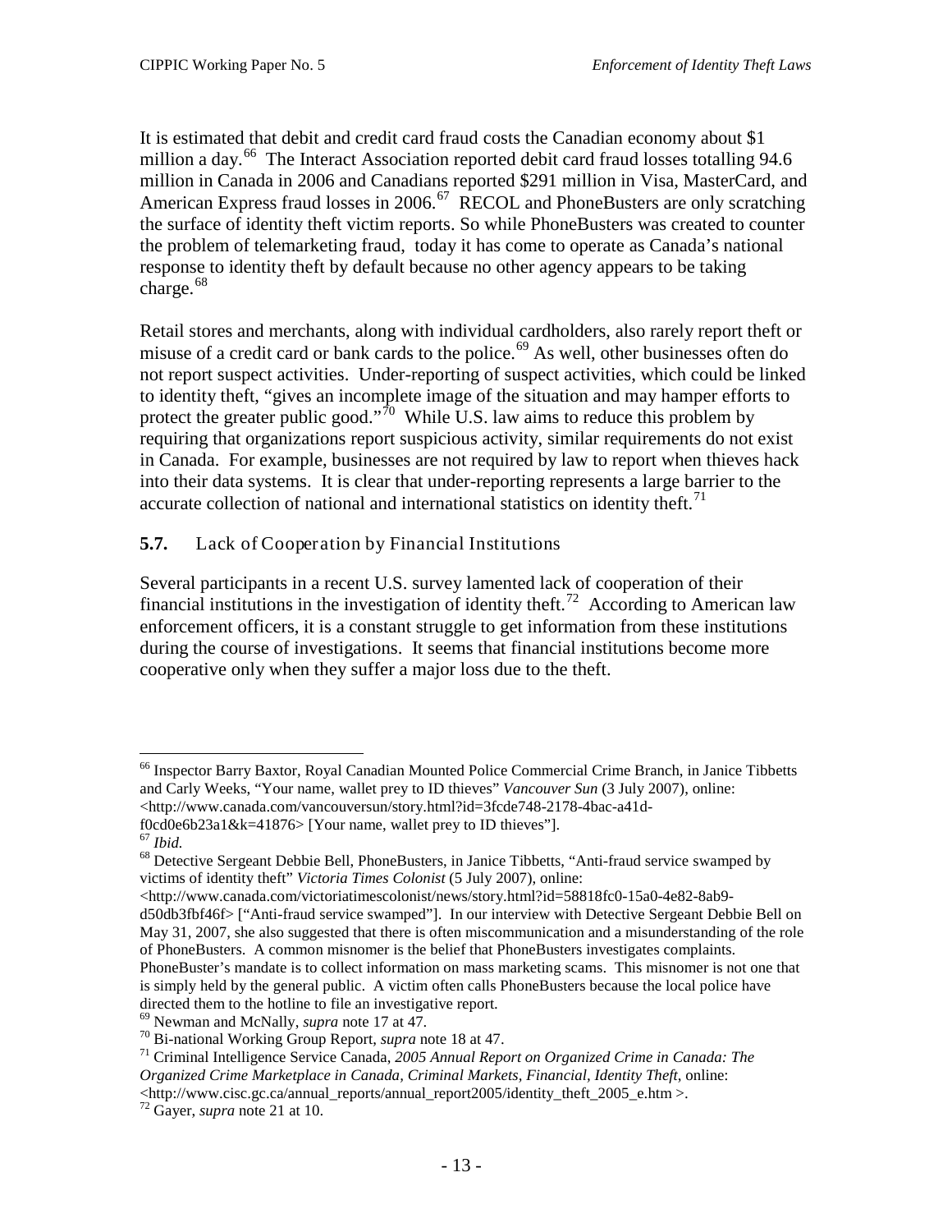It is estimated that debit and credit card fraud costs the Canadian economy about $1 million a day.[66] The Interact Association reported debit card fraud losses totalling 94.6 million in Canada in 2006 and Canadians reported $291 million in Visa, MasterCard, and American Express fraud losses in 2006.[67] RECOL and PhoneBusters are only scratching the surface of identity theft victim reports. So while PhoneBusters was created to counter the problem of telemarketing fraud, today it has come to operate as Canada's national response to identity theft by default because no other agency appears to be taking charge.[68]

Retail stores and merchants, along with individual cardholders, also rarely report theft or misuse of a credit card or bank cards to the police.[69] As well, other businesses often do not report suspect activities. Under-reporting of suspect activities, which could be linked to identity theft, "gives an incomplete image of the situation and may hamper efforts to protect the greater public good."[70] While U.S. law aims to reduce this problem by requiring that organizations report suspicious activity, similar requirements do not exist in Canada. For example, businesses are not required by law to report when thieves hack into their data systems. It is clear that under-reporting represents a large barrier to the accurate collection of national and international statistics on identity theft.[71]

### 5.7. Lack of Cooperation by Financial Institutions

Several participants in a recent U.S. survey lamented lack of cooperation of their financial institutions in the investigation of identity theft.[72] According to American law enforcement officers, it is a constant struggle to get information from these institutions during the course of investigations. It seems that financial institutions become more cooperative only when they suffer a major loss due to the theft.

---

[66] Inspector Barry Baxtor, Royal Canadian Mounted Police Commercial Crime Branch, in Janice Tibbetts and Carly Weeks, "Your name, wallet prey to ID thieves" *Vancouver Sun* (3 July 2007), online: <http://www.canada.com/vancouversun/story.html?id=3fcde748-2178-4bac-a41d-f0cd0e6b23a1&k=41876> [Your name, wallet prey to ID thieves"].

[67] *Ibid.*

[68] Detective Sergeant Debbie Bell, PhoneBusters, in Janice Tibbetts, "Anti-fraud service swamped by victims of identity theft" *Victoria Times Colonist* (5 July 2007), online: <http://www.canada.com/victoriatimescolonist/news/story.html?id=58818fc0-15a0-4e82-8ab9-d50db3fbf46f> ["Anti-fraud service swamped"]. In our interview with Detective Sergeant Debbie Bell on May 31, 2007, she also suggested that there is often miscommunication and a misunderstanding of the role of PhoneBusters. A common misnomer is the belief that PhoneBusters investigates complaints. PhoneBuster's mandate is to collect information on mass marketing scams. This misnomer is not one that is simply held by the general public. A victim often calls PhoneBusters because the local police have directed them to the hotline to file an investigative report.

[69] Newman and McNally, *supra* note 17 at 47.

[70] Bi-national Working Group Report, *supra* note 18 at 47.

[71] Criminal Intelligence Service Canada, *2005 Annual Report on Organized Crime in Canada: The Organized Crime Marketplace in Canada, Criminal Markets, Financial, Identity Theft*, online: <http://www.cisc.gc.ca/annual_reports/annual_report2005/identity_theft_2005_e.htm >.

[72] Gayer, *supra* note 21 at 10.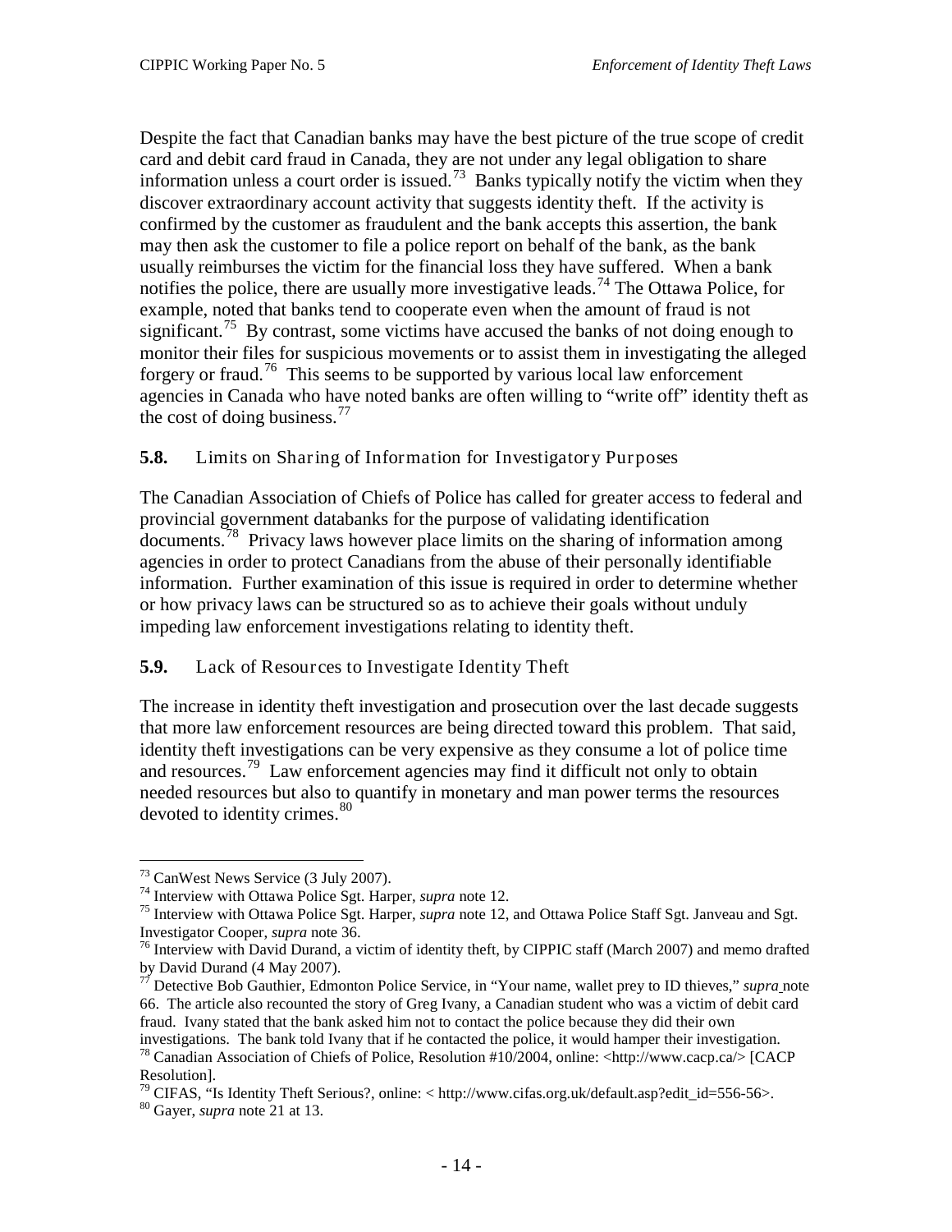Despite the fact that Canadian banks may have the best picture of the true scope of credit card and debit card fraud in Canada, they are not under any legal obligation to share information unless a court order is issued.[73] Banks typically notify the victim when they discover extraordinary account activity that suggests identity theft. If the activity is confirmed by the customer as fraudulent and the bank accepts this assertion, the bank may then ask the customer to file a police report on behalf of the bank, as the bank usually reimburses the victim for the financial loss they have suffered. When a bank notifies the police, there are usually more investigative leads.[74] The Ottawa Police, for example, noted that banks tend to cooperate even when the amount of fraud is not significant.[75] By contrast, some victims have accused the banks of not doing enough to monitor their files for suspicious movements or to assist them in investigating the alleged forgery or fraud.[76] This seems to be supported by various local law enforcement agencies in Canada who have noted banks are often willing to "write off" identity theft as the cost of doing business.[77]

### 5.8. Limits on Sharing of Information for Investigatory Purposes

The Canadian Association of Chiefs of Police has called for greater access to federal and provincial government databanks for the purpose of validating identification documents.[78] Privacy laws however place limits on the sharing of information among agencies in order to protect Canadians from the abuse of their personally identifiable information. Further examination of this issue is required in order to determine whether or how privacy laws can be structured so as to achieve their goals without unduly impeding law enforcement investigations relating to identity theft.

### 5.9. Lack of Resources to Investigate Identity Theft

The increase in identity theft investigation and prosecution over the last decade suggests that more law enforcement resources are being directed toward this problem. That said, identity theft investigations can be very expensive as they consume a lot of police time and resources.[79] Law enforcement agencies may find it difficult not only to obtain needed resources but also to quantify in monetary and man power terms the resources devoted to identity crimes.[80]

---

[73] CanWest News Service (3 July 2007).

[74] Interview with Ottawa Police Sgt. Harper, *supra* note 12.

[75] Interview with Ottawa Police Sgt. Harper, *supra* note 12, and Ottawa Police Staff Sgt. Janveau and Sgt. Investigator Cooper, *supra* note 36.

[76] Interview with David Durand, a victim of identity theft, by CIPPIC staff (March 2007) and memo drafted by David Durand (4 May 2007).

[77] Detective Bob Gauthier, Edmonton Police Service, in "Your name, wallet prey to ID thieves," *supra* note 66. The article also recounted the story of Greg Ivany, a Canadian student who was a victim of debit card fraud. Ivany stated that the bank asked him not to contact the police because they did their own investigations. The bank told Ivany that if he contacted the police, it would hamper their investigation.

[78] Canadian Association of Chiefs of Police, Resolution #10/2004, online: <http://www.cacp.ca/> [CACP Resolution].

[79] CIFAS, "Is Identity Theft Serious?, online: < http://www.cifas.org.uk/default.asp?edit_id=556-56>.

[80] Gayer, *supra* note 21 at 13.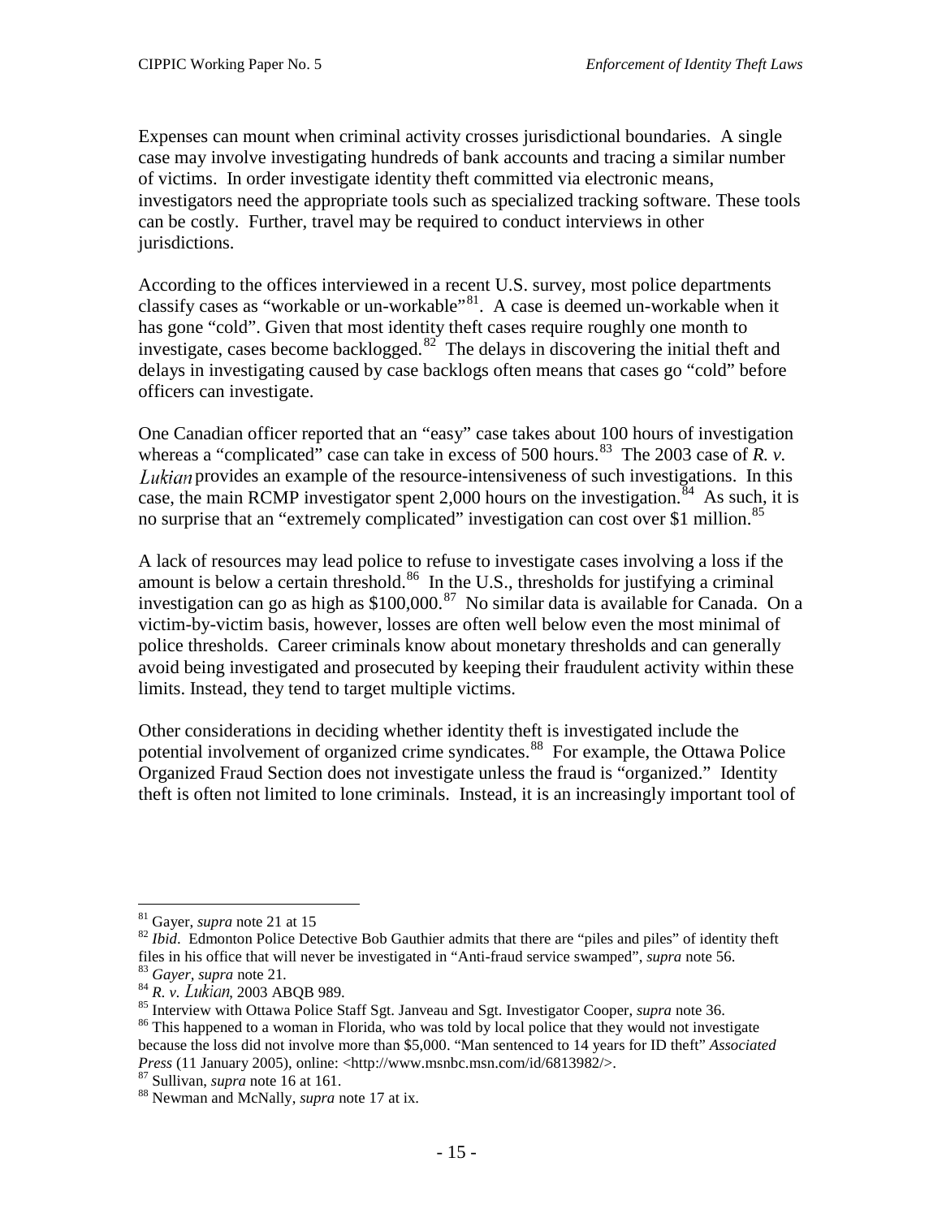Expenses can mount when criminal activity crosses jurisdictional boundaries. A single case may involve investigating hundreds of bank accounts and tracing a similar number of victims. In order investigate identity theft committed via electronic means, investigators need the appropriate tools such as specialized tracking software. These tools can be costly. Further, travel may be required to conduct interviews in other jurisdictions.

According to the offices interviewed in a recent U.S. survey, most police departments classify cases as "workable or un-workable"[81]. A case is deemed un-workable when it has gone "cold". Given that most identity theft cases require roughly one month to investigate, cases become backlogged.[82] The delays in discovering the initial theft and delays in investigating caused by case backlogs often means that cases go "cold" before officers can investigate.

One Canadian officer reported that an "easy" case takes about 100 hours of investigation whereas a "complicated" case can take in excess of 500 hours.[83] The 2003 case of *R. v. Lukian* provides an example of the resource-intensiveness of such investigations. In this case, the main RCMP investigator spent 2,000 hours on the investigation.[84] As such, it is no surprise that an "extremely complicated" investigation can cost over $1 million.[85]

A lack of resources may lead police to refuse to investigate cases involving a loss if the amount is below a certain threshold.[86] In the U.S., thresholds for justifying a criminal investigation can go as high as $100,000.[87] No similar data is available for Canada. On a victim-by-victim basis, however, losses are often well below even the most minimal of police thresholds. Career criminals know about monetary thresholds and can generally avoid being investigated and prosecuted by keeping their fraudulent activity within these limits. Instead, they tend to target multiple victims.

Other considerations in deciding whether identity theft is investigated include the potential involvement of organized crime syndicates.[88] For example, the Ottawa Police Organized Fraud Section does not investigate unless the fraud is "organized." Identity theft is often not limited to lone criminals. Instead, it is an increasingly important tool of

---

[81] Gayer, *supra* note 21 at 15

[82] *Ibid*. Edmonton Police Detective Bob Gauthier admits that there are "piles and piles" of identity theft files in his office that will never be investigated in "Anti-fraud service swamped", *supra* note 56.

[83] *Gayer*, *supra* note 21.

[84] *R. v. Lukian*, 2003 ABQB 989.

[85] Interview with Ottawa Police Staff Sgt. Janveau and Sgt. Investigator Cooper, *supra* note 36.

[86] This happened to a woman in Florida, who was told by local police that they would not investigate because the loss did not involve more than $5,000. "Man sentenced to 14 years for ID theft" *Associated Press* (11 January 2005), online: <http://www.msnbc.msn.com/id/6813982/>.

[87] Sullivan, *supra* note 16 at 161.

[88] Newman and McNally, *supra* note 17 at ix.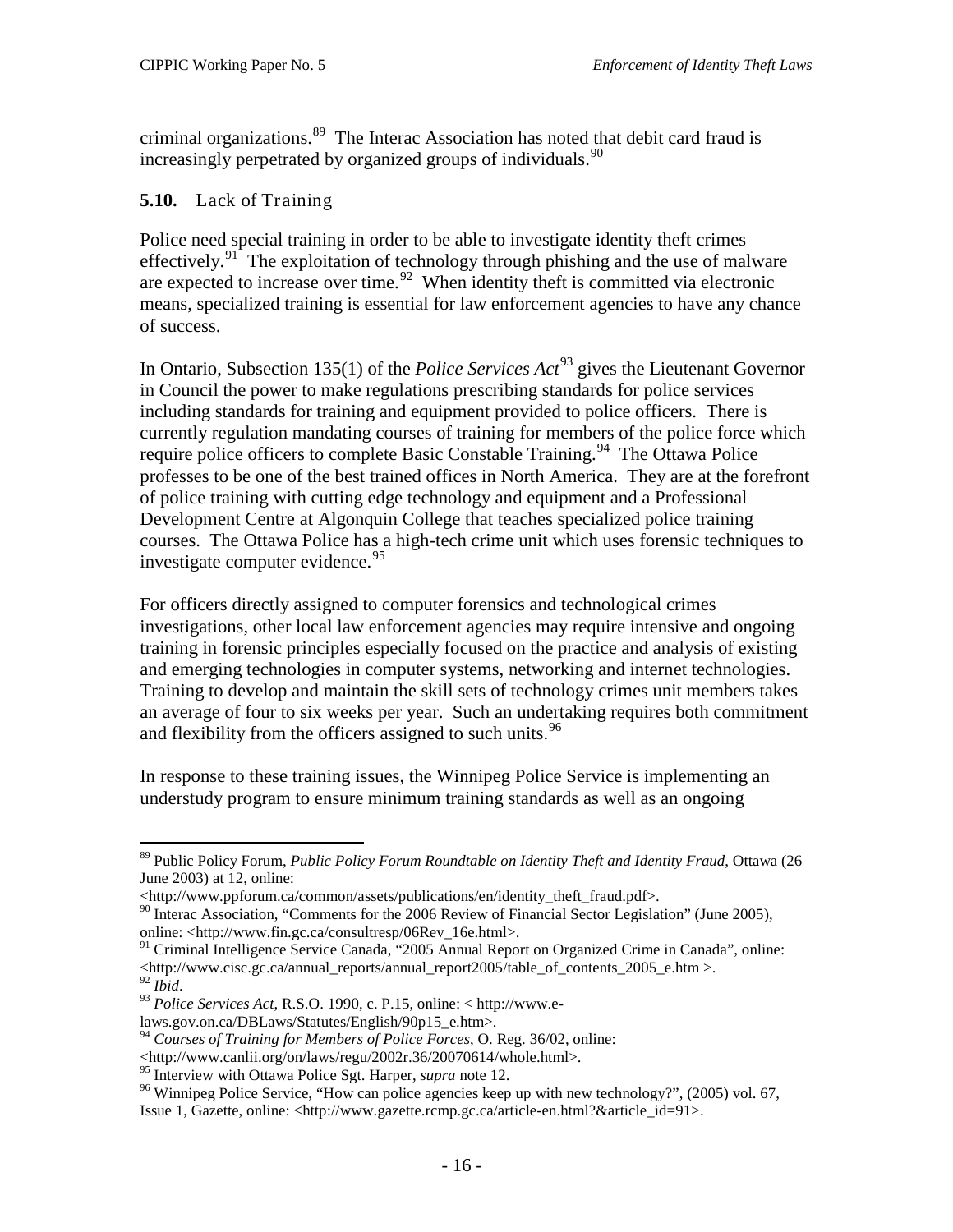criminal organizations.[89] The Interac Association has noted that debit card fraud is increasingly perpetrated by organized groups of individuals.[90]

### 5.10. Lack of Training

Police need special training in order to be able to investigate identity theft crimes effectively.[91] The exploitation of technology through phishing and the use of malware are expected to increase over time.[92] When identity theft is committed via electronic means, specialized training is essential for law enforcement agencies to have any chance of success.

In Ontario, Subsection 135(1) of the *Police Services Act*[93] gives the Lieutenant Governor in Council the power to make regulations prescribing standards for police services including standards for training and equipment provided to police officers. There is currently regulation mandating courses of training for members of the police force which require police officers to complete Basic Constable Training.[94] The Ottawa Police professes to be one of the best trained offices in North America. They are at the forefront of police training with cutting edge technology and equipment and a Professional Development Centre at Algonquin College that teaches specialized police training courses. The Ottawa Police has a high-tech crime unit which uses forensic techniques to investigate computer evidence.[95]

For officers directly assigned to computer forensics and technological crimes investigations, other local law enforcement agencies may require intensive and ongoing training in forensic principles especially focused on the practice and analysis of existing and emerging technologies in computer systems, networking and internet technologies. Training to develop and maintain the skill sets of technology crimes unit members takes an average of four to six weeks per year. Such an undertaking requires both commitment and flexibility from the officers assigned to such units.[96]

In response to these training issues, the Winnipeg Police Service is implementing an understudy program to ensure minimum training standards as well as an ongoing

---

[89] Public Policy Forum, *Public Policy Forum Roundtable on Identity Theft and Identity Fraud*, Ottawa (26 June 2003) at 12, online: <http://www.ppforum.ca/common/assets/publications/en/identity_theft_fraud.pdf>.

[90] Interac Association, "Comments for the 2006 Review of Financial Sector Legislation" (June 2005), online: <http://www.fin.gc.ca/consultresp/06Rev_16e.html>.

[91] Criminal Intelligence Service Canada, "2005 Annual Report on Organized Crime in Canada", online: <http://www.cisc.gc.ca/annual_reports/annual_report2005/table_of_contents_2005_e.htm >.

[92] *Ibid*.

[93] *Police Services Act*, R.S.O. 1990, c. P.15, online: < http://www.e-laws.gov.on.ca/DBLaws/Statutes/English/90p15_e.htm>.

[94] *Courses of Training for Members of Police Forces*, O. Reg. 36/02, online: <http://www.canlii.org/on/laws/regu/2002r.36/20070614/whole.html>.

[95] Interview with Ottawa Police Sgt. Harper, *supra* note 12.

[96] Winnipeg Police Service, "How can police agencies keep up with new technology?", (2005) vol. 67, Issue 1, Gazette, online: <http://www.gazette.rcmp.gc.ca/article-en.html?&article_id=91>.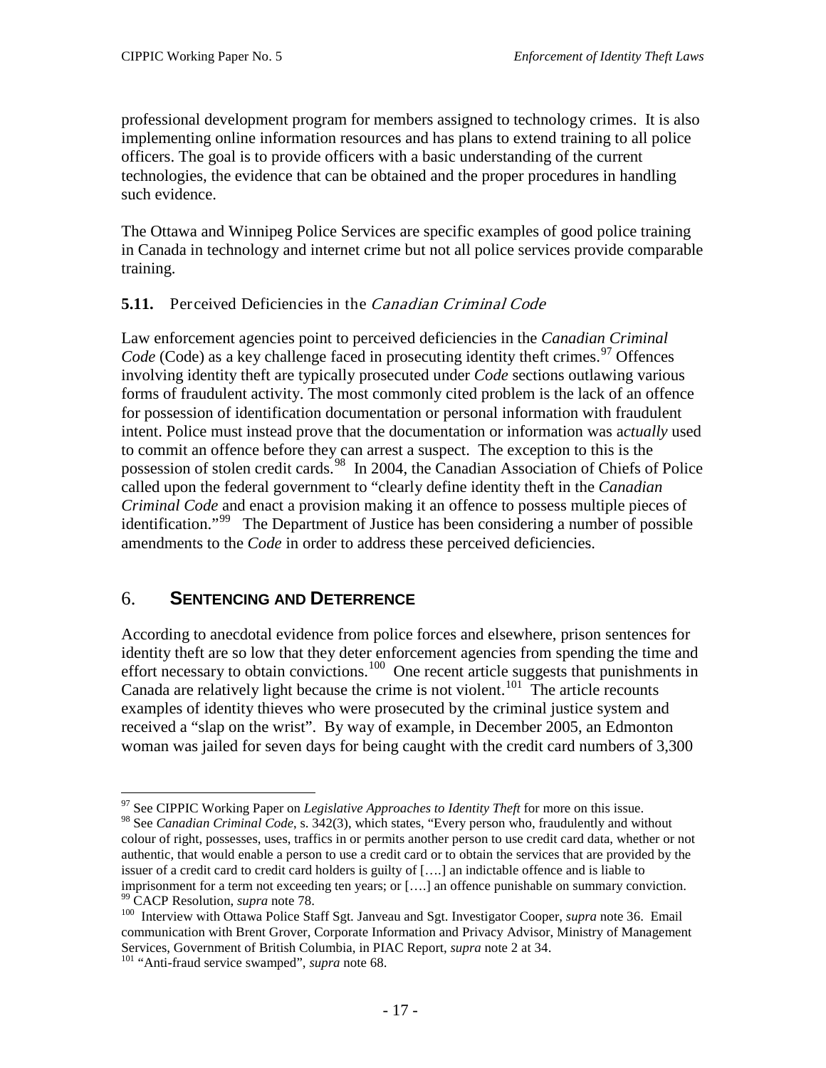professional development program for members assigned to technology crimes. It is also implementing online information resources and has plans to extend training to all police officers. The goal is to provide officers with a basic understanding of the current technologies, the evidence that can be obtained and the proper procedures in handling such evidence.

The Ottawa and Winnipeg Police Services are specific examples of good police training in Canada in technology and internet crime but not all police services provide comparable training.

### **5.11.** Perceived Deficiencies in the *Canadian Criminal Code*

Law enforcement agencies point to perceived deficiencies in the *Canadian Criminal Code* (Code) as a key challenge faced in prosecuting identity theft crimes.[97] Offences involving identity theft are typically prosecuted under *Code* sections outlawing various forms of fraudulent activity. The most commonly cited problem is the lack of an offence for possession of identification documentation or personal information with fraudulent intent. Police must instead prove that the documentation or information was a*ctually* used to commit an offence before they can arrest a suspect. The exception to this is the possession of stolen credit cards.[98] In 2004, the Canadian Association of Chiefs of Police called upon the federal government to "clearly define identity theft in the *Canadian Criminal Code* and enact a provision making it an offence to possess multiple pieces of identification."[99] The Department of Justice has been considering a number of possible amendments to the *Code* in order to address these perceived deficiencies.

## 6. **SENTENCING AND DETERRENCE**

According to anecdotal evidence from police forces and elsewhere, prison sentences for identity theft are so low that they deter enforcement agencies from spending the time and effort necessary to obtain convictions.[100] One recent article suggests that punishments in Canada are relatively light because the crime is not violent.[101] The article recounts examples of identity thieves who were prosecuted by the criminal justice system and received a "slap on the wrist". By way of example, in December 2005, an Edmonton woman was jailed for seven days for being caught with the credit card numbers of 3,300

---

[97] See CIPPIC Working Paper on *Legislative Approaches to Identity Theft* for more on this issue.

[98] See *Canadian Criminal Code*, s. 342(3), which states, "Every person who, fraudulently and without colour of right, possesses, uses, traffics in or permits another person to use credit card data, whether or not authentic, that would enable a person to use a credit card or to obtain the services that are provided by the issuer of a credit card to credit card holders is guilty of [….] an indictable offence and is liable to imprisonment for a term not exceeding ten years; or [….] an offence punishable on summary conviction.

[99] CACP Resolution, *supra* note 78.

[100] Interview with Ottawa Police Staff Sgt. Janveau and Sgt. Investigator Cooper, *supra* note 36. Email communication with Brent Grover, Corporate Information and Privacy Advisor, Ministry of Management Services, Government of British Columbia, in PIAC Report, *supra* note 2 at 34.

[101] "Anti-fraud service swamped", *supra* note 68.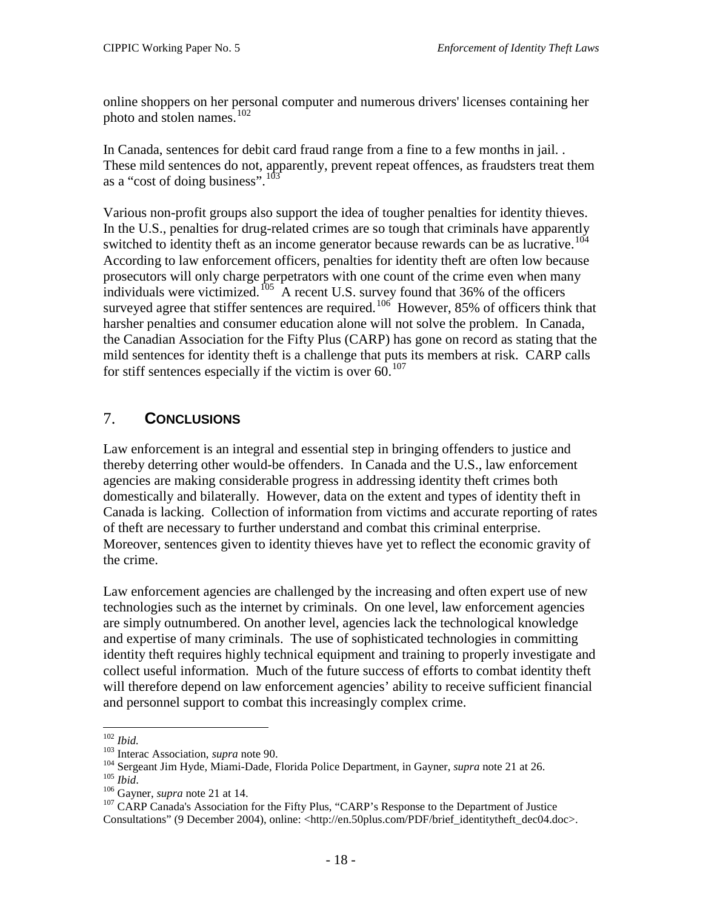online shoppers on her personal computer and numerous drivers' licenses containing her photo and stolen names.[102]

In Canada, sentences for debit card fraud range from a fine to a few months in jail. . These mild sentences do not, apparently, prevent repeat offences, as fraudsters treat them as a "cost of doing business".[103]

Various non-profit groups also support the idea of tougher penalties for identity thieves. In the U.S., penalties for drug-related crimes are so tough that criminals have apparently switched to identity theft as an income generator because rewards can be as lucrative.[104] According to law enforcement officers, penalties for identity theft are often low because prosecutors will only charge perpetrators with one count of the crime even when many individuals were victimized.[105] A recent U.S. survey found that 36% of the officers surveyed agree that stiffer sentences are required.[106] However, 85% of officers think that harsher penalties and consumer education alone will not solve the problem. In Canada, the Canadian Association for the Fifty Plus (CARP) has gone on record as stating that the mild sentences for identity theft is a challenge that puts its members at risk. CARP calls for stiff sentences especially if the victim is over 60.[107]

## 7. **CONCLUSIONS**

Law enforcement is an integral and essential step in bringing offenders to justice and thereby deterring other would-be offenders. In Canada and the U.S., law enforcement agencies are making considerable progress in addressing identity theft crimes both domestically and bilaterally. However, data on the extent and types of identity theft in Canada is lacking. Collection of information from victims and accurate reporting of rates of theft are necessary to further understand and combat this criminal enterprise. Moreover, sentences given to identity thieves have yet to reflect the economic gravity of the crime.

Law enforcement agencies are challenged by the increasing and often expert use of new technologies such as the internet by criminals. On one level, law enforcement agencies are simply outnumbered. On another level, agencies lack the technological knowledge and expertise of many criminals. The use of sophisticated technologies in committing identity theft requires highly technical equipment and training to properly investigate and collect useful information. Much of the future success of efforts to combat identity theft will therefore depend on law enforcement agencies' ability to receive sufficient financial and personnel support to combat this increasingly complex crime.

---

[102] *Ibid.*

[103] Interac Association, *supra* note 90.

[104] Sergeant Jim Hyde, Miami-Dade, Florida Police Department, in Gayner, *supra* note 21 at 26.

[105] *Ibid*.

[106] Gayner, *supra* note 21 at 14.

[107] CARP Canada's Association for the Fifty Plus, "CARP's Response to the Department of Justice Consultations" (9 December 2004), online: <http://en.50plus.com/PDF/brief_identitytheft_dec04.doc>.